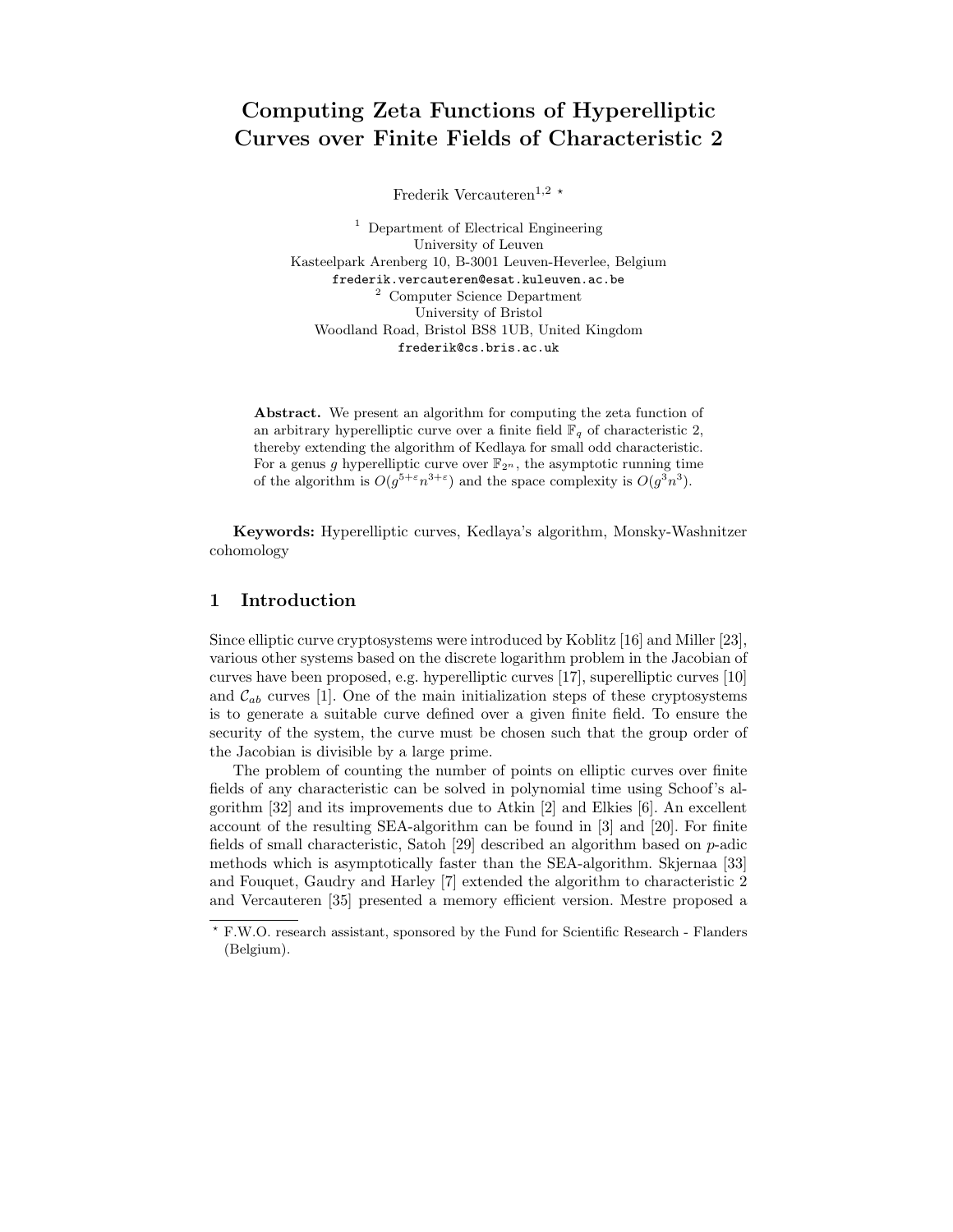# Computing Zeta Functions of Hyperelliptic Curves over Finite Fields of Characteristic 2

Frederik Vercauteren[1,2] ⋆

[1] Department of Electrical Engineering
University of Leuven
Kasteelpark Arenberg 10, B-3001 Leuven-Heverlee, Belgium
frederik.vercauteren@esat.kuleuven.ac.be

[2] Computer Science Department
University of Bristol
Woodland Road, Bristol BS8 1UB, United Kingdom
frederik@cs.bris.ac.uk

**Abstract.** We present an algorithm for computing the zeta function of an arbitrary hyperelliptic curve over a finite field $\mathbb{F}_q$ of characteristic 2, thereby extending the algorithm of Kedlaya for small odd characteristic. For a genus $g$ hyperelliptic curve over $\mathbb{F}_{2^n}$, the asymptotic running time of the algorithm is $O(g^{5+\varepsilon}n^{3+\varepsilon})$ and the space complexity is $O(g^3n^3)$.

**Keywords:** Hyperelliptic curves, Kedlaya's algorithm, Monsky-Washnitzer cohomology

## 1 Introduction

Since elliptic curve cryptosystems were introduced by Koblitz [16] and Miller [23], various other systems based on the discrete logarithm problem in the Jacobian of curves have been proposed, e.g. hyperelliptic curves [17], superelliptic curves [10] and $\mathcal{C}_{ab}$ curves [1]. One of the main initialization steps of these cryptosystems is to generate a suitable curve defined over a given finite field. To ensure the security of the system, the curve must be chosen such that the group order of the Jacobian is divisible by a large prime.

The problem of counting the number of points on elliptic curves over finite fields of any characteristic can be solved in polynomial time using Schoof's algorithm [32] and its improvements due to Atkin [2] and Elkies [6]. An excellent account of the resulting SEA-algorithm can be found in [3] and [20]. For finite fields of small characteristic, Satoh [29] described an algorithm based on $p$-adic methods which is asymptotically faster than the SEA-algorithm. Skjernaa [33] and Fouquet, Gaudry and Harley [7] extended the algorithm to characteristic 2 and Vercauteren [35] presented a memory efficient version. Mestre proposed a

⋆ F.W.O. research assistant, sponsored by the Fund for Scientific Research - Flanders (Belgium).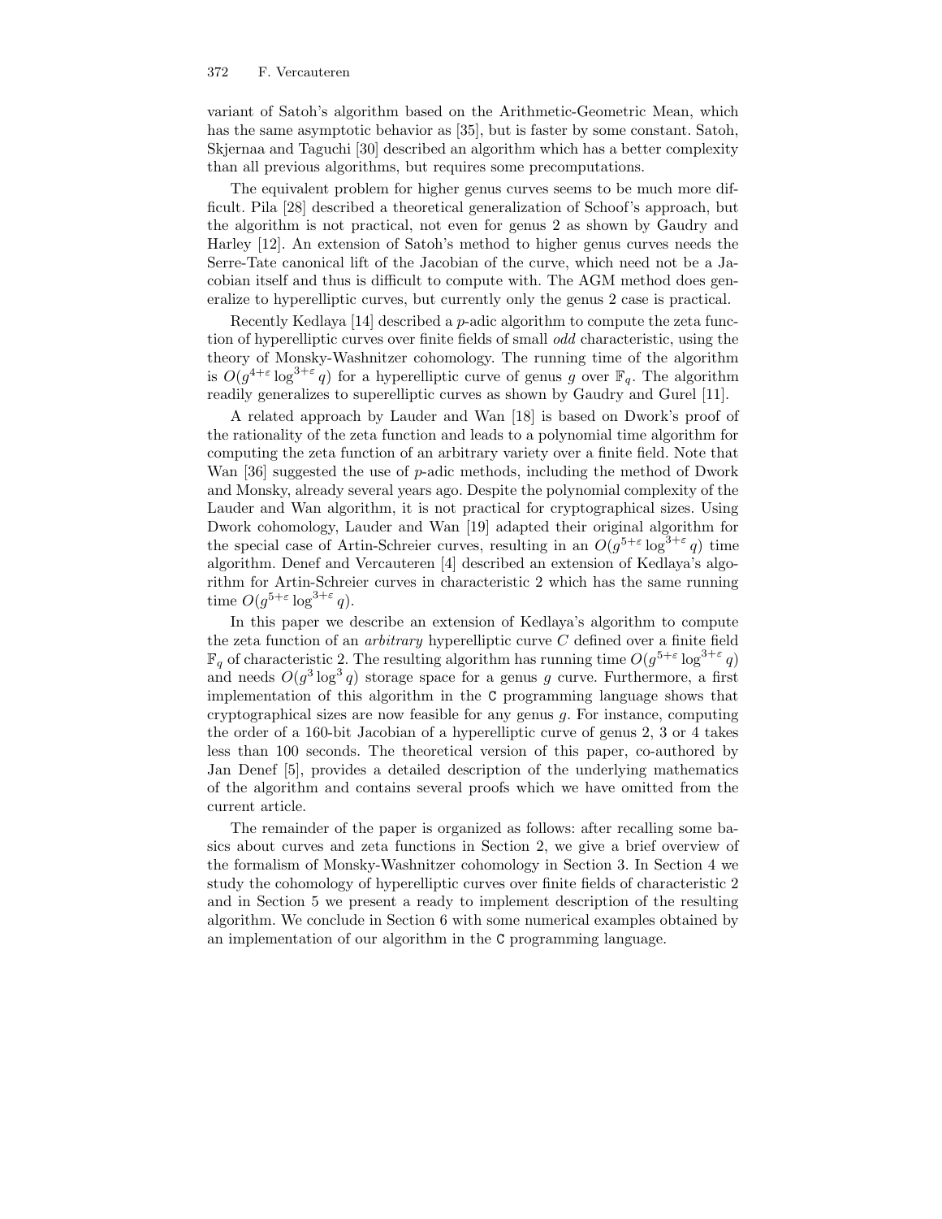variant of Satoh's algorithm based on the Arithmetic-Geometric Mean, which has the same asymptotic behavior as [35], but is faster by some constant. Satoh, Skjernaa and Taguchi [30] described an algorithm which has a better complexity than all previous algorithms, but requires some precomputations.

The equivalent problem for higher genus curves seems to be much more difficult. Pila [28] described a theoretical generalization of Schoof's approach, but the algorithm is not practical, not even for genus 2 as shown by Gaudry and Harley [12]. An extension of Satoh's method to higher genus curves needs the Serre-Tate canonical lift of the Jacobian of the curve, which need not be a Jacobian itself and thus is difficult to compute with. The AGM method does generalize to hyperelliptic curves, but currently only the genus 2 case is practical.

Recently Kedlaya [14] described a $p$-adic algorithm to compute the zeta function of hyperelliptic curves over finite fields of small *odd* characteristic, using the theory of Monsky-Washnitzer cohomology. The running time of the algorithm is $O(g^{4+\varepsilon} \log^{3+\varepsilon} q)$ for a hyperelliptic curve of genus $g$ over $\mathbb{F}_q$. The algorithm readily generalizes to superelliptic curves as shown by Gaudry and Gurel [11].

A related approach by Lauder and Wan [18] is based on Dwork's proof of the rationality of the zeta function and leads to a polynomial time algorithm for computing the zeta function of an arbitrary variety over a finite field. Note that Wan [36] suggested the use of $p$-adic methods, including the method of Dwork and Monsky, already several years ago. Despite the polynomial complexity of the Lauder and Wan algorithm, it is not practical for cryptographical sizes. Using Dwork cohomology, Lauder and Wan [19] adapted their original algorithm for the special case of Artin-Schreier curves, resulting in an $O(g^{5+\varepsilon} \log^{3+\varepsilon} q)$ time algorithm. Denef and Vercauteren [4] described an extension of Kedlaya's algorithm for Artin-Schreier curves in characteristic 2 which has the same running time $O(g^{5+\varepsilon} \log^{3+\varepsilon} q)$.

In this paper we describe an extension of Kedlaya's algorithm to compute the zeta function of an *arbitrary* hyperelliptic curve $C$ defined over a finite field $\mathbb{F}_q$ of characteristic 2. The resulting algorithm has running time $O(g^{5+\varepsilon} \log^{3+\varepsilon} q)$ and needs $O(g^3 \log^3 q)$ storage space for a genus $g$ curve. Furthermore, a first implementation of this algorithm in the `C` programming language shows that cryptographical sizes are now feasible for any genus $g$. For instance, computing the order of a 160-bit Jacobian of a hyperelliptic curve of genus 2, 3 or 4 takes less than 100 seconds. The theoretical version of this paper, co-authored by Jan Denef [5], provides a detailed description of the underlying mathematics of the algorithm and contains several proofs which we have omitted from the current article.

The remainder of the paper is organized as follows: after recalling some basics about curves and zeta functions in Section 2, we give a brief overview of the formalism of Monsky-Washnitzer cohomology in Section 3. In Section 4 we study the cohomology of hyperelliptic curves over finite fields of characteristic 2 and in Section 5 we present a ready to implement description of the resulting algorithm. We conclude in Section 6 with some numerical examples obtained by an implementation of our algorithm in the `C` programming language.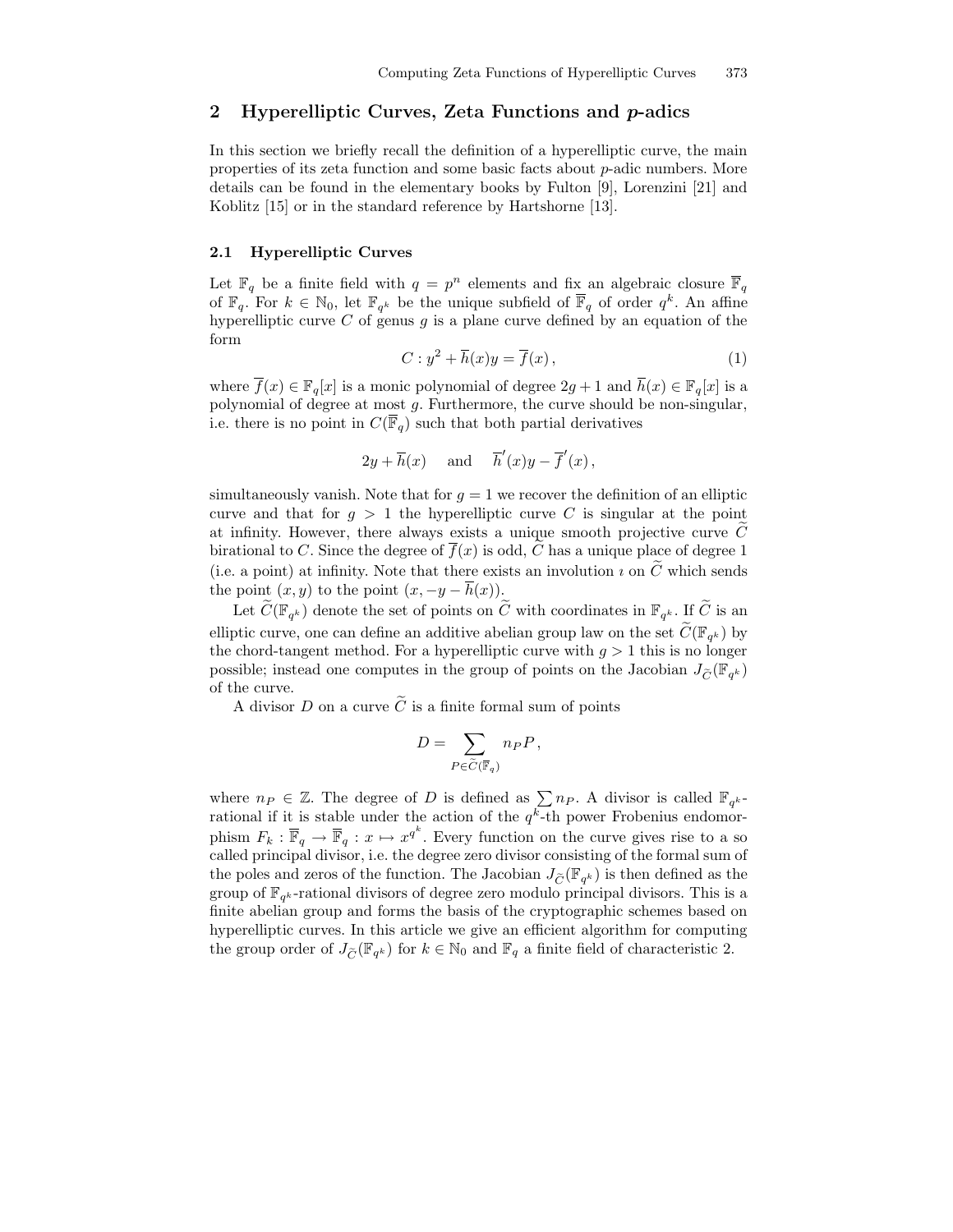## 2 Hyperelliptic Curves, Zeta Functions and $p$-adics

In this section we briefly recall the definition of a hyperelliptic curve, the main properties of its zeta function and some basic facts about $p$-adic numbers. More details can be found in the elementary books by Fulton [9], Lorenzini [21] and Koblitz [15] or in the standard reference by Hartshorne [13].

### 2.1 Hyperelliptic Curves

Let $\mathbb{F}_q$ be a finite field with $q = p^n$ elements and fix an algebraic closure $\overline{\mathbb{F}}_q$ of $\mathbb{F}_q$. For $k \in \mathbb{N}_0$, let $\mathbb{F}_{q^k}$ be the unique subfield of $\overline{\mathbb{F}}_q$ of order $q^k$. An affine hyperelliptic curve $C$ of genus $g$ is a plane curve defined by an equation of the form

$$C : y^2 + \overline{h}(x)y = \overline{f}(x)\,, \tag{1}$$

where $\overline{f}(x) \in \mathbb{F}_q[x]$ is a monic polynomial of degree $2g+1$ and $\overline{h}(x) \in \mathbb{F}_q[x]$ is a polynomial of degree at most $g$. Furthermore, the curve should be non-singular, i.e. there is no point in $C(\overline{\mathbb{F}}_q)$ such that both partial derivatives

$$2y + \overline{h}(x) \quad \text{ and } \quad \overline{h}'(x)y - \overline{f}'(x)\,,$$

simultaneously vanish. Note that for $g = 1$ we recover the definition of an elliptic curve and that for $g > 1$ the hyperelliptic curve $C$ is singular at the point at infinity. However, there always exists a unique smooth projective curve $\widetilde{C}$ birational to $C$. Since the degree of $\overline{f}(x)$ is odd, $\widetilde{C}$ has a unique place of degree 1 (i.e. a point) at infinity. Note that there exists an involution $\imath$ on $\widetilde{C}$ which sends the point $(x, y)$ to the point $(x, -y - \overline{h}(x))$.

Let $\widetilde{C}(\mathbb{F}_{q^k})$ denote the set of points on $\widetilde{C}$ with coordinates in $\mathbb{F}_{q^k}$. If $\widetilde{C}$ is an elliptic curve, one can define an additive abelian group law on the set $\widetilde{C}(\mathbb{F}_{q^k})$ by the chord-tangent method. For a hyperelliptic curve with $g > 1$ this is no longer possible; instead one computes in the group of points on the Jacobian $J_{\widetilde{C}}(\mathbb{F}_{q^k})$ of the curve.

A divisor $D$ on a curve $\widetilde{C}$ is a finite formal sum of points

$$D = \sum_{P \in \widetilde{C}(\overline{\mathbb{F}}_q)} n_P P\,,$$

where $n_P \in \mathbb{Z}$. The degree of $D$ is defined as $\sum n_P$. A divisor is called $\mathbb{F}_{q^k}$-rational if it is stable under the action of the $q^k$-th power Frobenius endomorphism $F_k : \overline{\mathbb{F}}_q \to \overline{\mathbb{F}}_q : x \mapsto x^{q^k}$. Every function on the curve gives rise to a so called principal divisor, i.e. the degree zero divisor consisting of the formal sum of the poles and zeros of the function. The Jacobian $J_{\widetilde{C}}(\mathbb{F}_{q^k})$ is then defined as the group of $\mathbb{F}_{q^k}$-rational divisors of degree zero modulo principal divisors. This is a finite abelian group and forms the basis of the cryptographic schemes based on hyperelliptic curves. In this article we give an efficient algorithm for computing the group order of $J_{\widetilde{C}}(\mathbb{F}_{q^k})$ for $k \in \mathbb{N}_0$ and $\mathbb{F}_q$ a finite field of characteristic 2.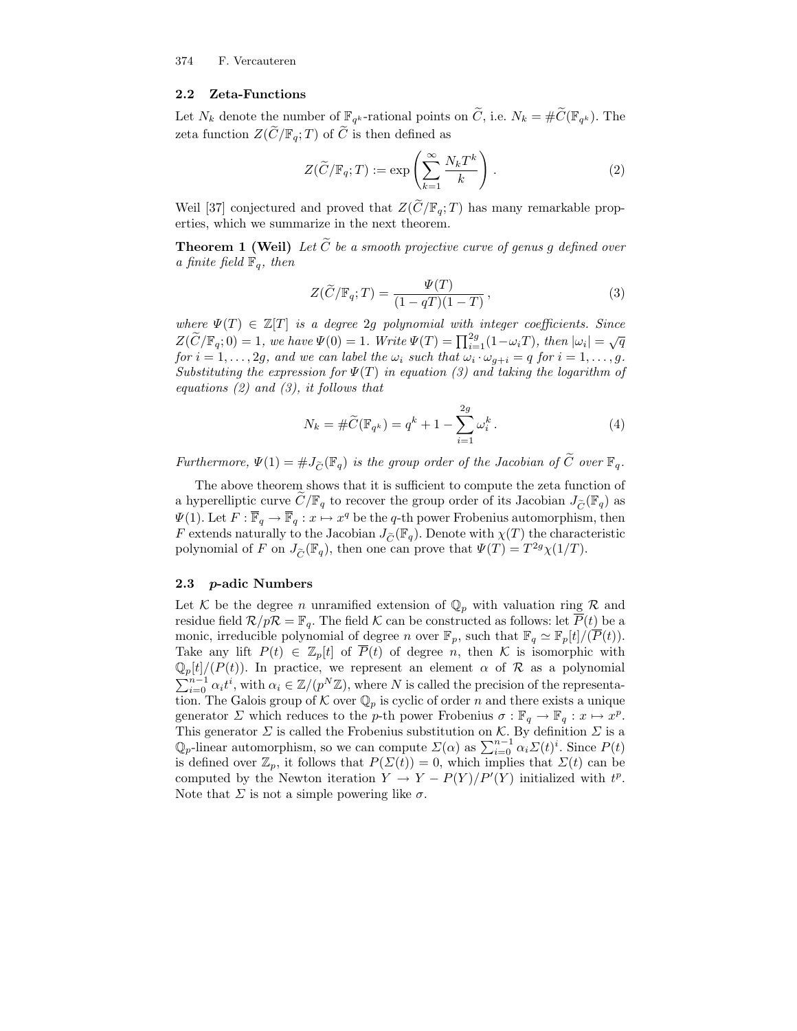### 2.2 Zeta-Functions

Let $N_k$ denote the number of $\mathbb{F}_{q^k}$-rational points on $\widetilde{C}$, i.e. $N_k = \#\widetilde{C}(\mathbb{F}_{q^k})$. The zeta function $Z(\widetilde{C}/\mathbb{F}_q;T)$ of $\widetilde{C}$ is then defined as

$$Z(\widetilde{C}/\mathbb{F}_q;T) := \exp\left(\sum_{k=1}^{\infty} \frac{N_k T^k}{k}\right). \tag{2}$$

Weil [37] conjectured and proved that $Z(\widetilde{C}/\mathbb{F}_q;T)$ has many remarkable properties, which we summarize in the next theorem.

**Theorem 1 (Weil)** *Let $\widetilde{C}$ be a smooth projective curve of genus $g$ defined over a finite field $\mathbb{F}_q$, then*

$$Z(\widetilde{C}/\mathbb{F}_q;T) = \frac{\Psi(T)}{(1-qT)(1-T)}, \tag{3}$$

*where $\Psi(T) \in \mathbb{Z}[T]$ is a degree $2g$ polynomial with integer coefficients. Since $Z(\widetilde{C}/\mathbb{F}_q;0) = 1$, we have $\Psi(0) = 1$. Write $\Psi(T) = \prod_{i=1}^{2g}(1-\omega_i T)$, then $|\omega_i| = \sqrt{q}$ for $i = 1,\ldots,2g$, and we can label the $\omega_i$ such that $\omega_i \cdot \omega_{g+i} = q$ for $i = 1,\ldots,g$. Substituting the expression for $\Psi(T)$ in equation (3) and taking the logarithm of equations (2) and (3), it follows that*

$$N_k = \#\widetilde{C}(\mathbb{F}_{q^k}) = q^k + 1 - \sum_{i=1}^{2g} \omega_i^k. \tag{4}$$

*Furthermore, $\Psi(1) = \#J_{\widetilde{C}}(\mathbb{F}_q)$ is the group order of the Jacobian of $\widetilde{C}$ over $\mathbb{F}_q$.*

The above theorem shows that it is sufficient to compute the zeta function of a hyperelliptic curve $\widetilde{C}/\mathbb{F}_q$ to recover the group order of its Jacobian $J_{\widetilde{C}}(\mathbb{F}_q)$ as $\Psi(1)$. Let $F : \overline{\mathbb{F}}_q \to \overline{\mathbb{F}}_q : x \mapsto x^q$ be the $q$-th power Frobenius automorphism, then $F$ extends naturally to the Jacobian $J_{\widetilde{C}}(\mathbb{F}_q)$. Denote with $\chi(T)$ the characteristic polynomial of $F$ on $J_{\widetilde{C}}(\mathbb{F}_q)$, then one can prove that $\Psi(T) = T^{2g}\chi(1/T)$.

### 2.3 *p*-adic Numbers

Let $\mathcal{K}$ be the degree $n$ unramified extension of $\mathbb{Q}_p$ with valuation ring $\mathcal{R}$ and residue field $\mathcal{R}/p\mathcal{R} = \mathbb{F}_q$. The field $\mathcal{K}$ can be constructed as follows: let $\overline{P}(t)$ be a monic, irreducible polynomial of degree $n$ over $\mathbb{F}_p$, such that $\mathbb{F}_q \simeq \mathbb{F}_p[t]/(\overline{P}(t))$. Take any lift $P(t) \in \mathbb{Z}_p[t]$ of $\overline{P}(t)$ of degree $n$, then $\mathcal{K}$ is isomorphic with $\mathbb{Q}_p[t]/(P(t))$. In practice, we represent an element $\alpha$ of $\mathcal{R}$ as a polynomial $\sum_{i=0}^{n-1} \alpha_i t^i$, with $\alpha_i \in \mathbb{Z}/(p^N\mathbb{Z})$, where $N$ is called the precision of the representation. The Galois group of $\mathcal{K}$ over $\mathbb{Q}_p$ is cyclic of order $n$ and there exists a unique generator $\Sigma$ which reduces to the $p$-th power Frobenius $\sigma : \mathbb{F}_q \to \mathbb{F}_q : x \mapsto x^p$. This generator $\Sigma$ is called the Frobenius substitution on $\mathcal{K}$. By definition $\Sigma$ is a $\mathbb{Q}_p$-linear automorphism, so we can compute $\Sigma(\alpha)$ as $\sum_{i=0}^{n-1} \alpha_i \Sigma(t)^i$. Since $P(t)$ is defined over $\mathbb{Z}_p$, it follows that $P(\Sigma(t)) = 0$, which implies that $\Sigma(t)$ can be computed by the Newton iteration $Y \to Y - P(Y)/P'(Y)$ initialized with $t^p$. Note that $\Sigma$ is not a simple powering like $\sigma$.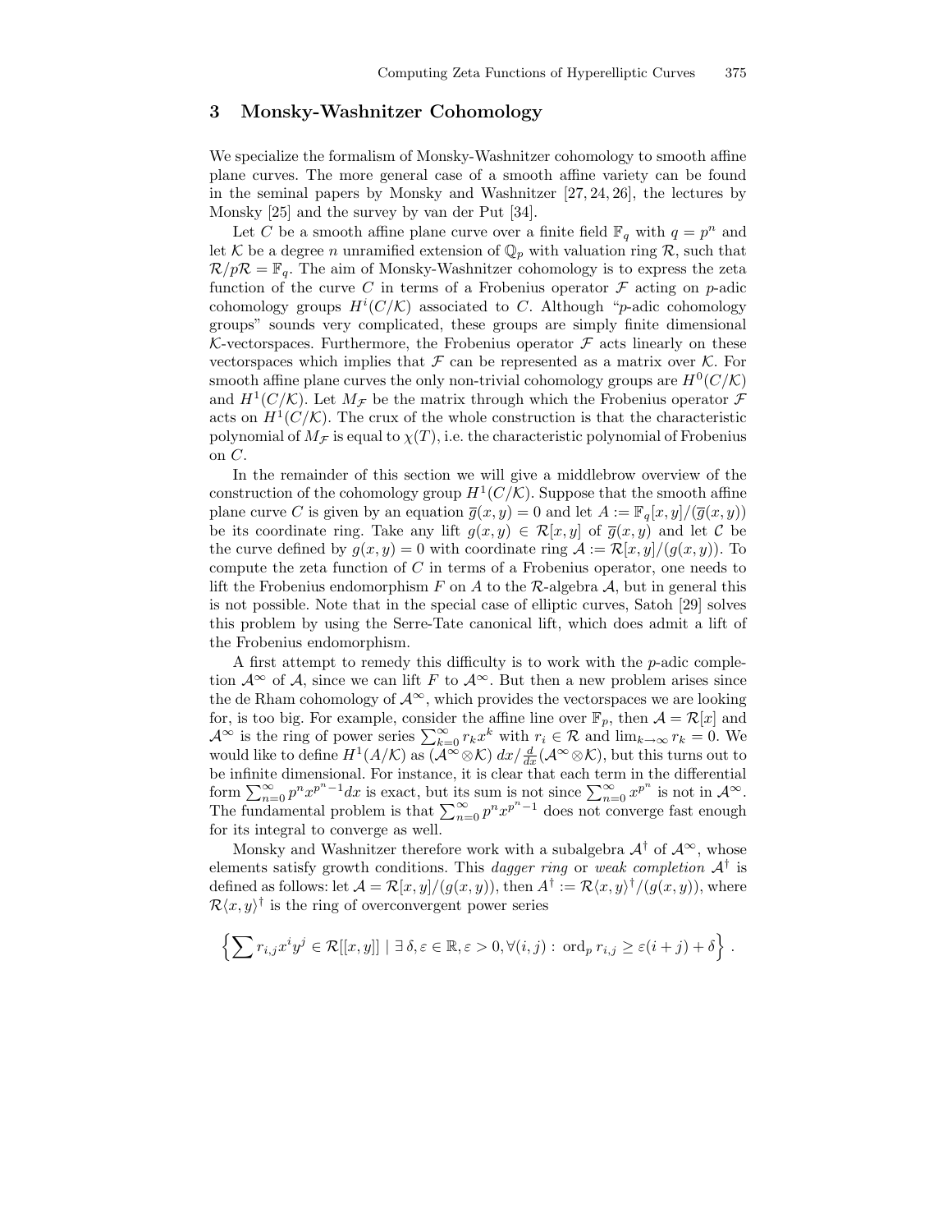## 3 Monsky-Washnitzer Cohomology

We specialize the formalism of Monsky-Washnitzer cohomology to smooth affine plane curves. The more general case of a smooth affine variety can be found in the seminal papers by Monsky and Washnitzer [27, 24, 26], the lectures by Monsky [25] and the survey by van der Put [34].

Let $C$ be a smooth affine plane curve over a finite field $\mathbb{F}_q$ with $q = p^n$ and let $\mathcal{K}$ be a degree $n$ unramified extension of $\mathbb{Q}_p$ with valuation ring $\mathcal{R}$, such that $\mathcal{R}/p\mathcal{R} = \mathbb{F}_q$. The aim of Monsky-Washnitzer cohomology is to express the zeta function of the curve $C$ in terms of a Frobenius operator $\mathcal{F}$ acting on $p$-adic cohomology groups $H^i(C/\mathcal{K})$ associated to $C$. Although "$p$-adic cohomology groups" sounds very complicated, these groups are simply finite dimensional $\mathcal{K}$-vectorspaces. Furthermore, the Frobenius operator $\mathcal{F}$ acts linearly on these vectorspaces which implies that $\mathcal{F}$ can be represented as a matrix over $\mathcal{K}$. For smooth affine plane curves the only non-trivial cohomology groups are $H^0(C/\mathcal{K})$ and $H^1(C/\mathcal{K})$. Let $M_{\mathcal{F}}$ be the matrix through which the Frobenius operator $\mathcal{F}$ acts on $H^1(C/\mathcal{K})$. The crux of the whole construction is that the characteristic polynomial of $M_{\mathcal{F}}$ is equal to $\chi(T)$, i.e. the characteristic polynomial of Frobenius on $C$.

In the remainder of this section we will give a middlebrow overview of the construction of the cohomology group $H^1(C/\mathcal{K})$. Suppose that the smooth affine plane curve $C$ is given by an equation $\overline{g}(x, y) = 0$ and let $A := \mathbb{F}_q[x, y]/(\overline{g}(x, y))$ be its coordinate ring. Take any lift $g(x, y) \in \mathcal{R}[x, y]$ of $\overline{g}(x, y)$ and let $\mathcal{C}$ be the curve defined by $g(x, y) = 0$ with coordinate ring $\mathcal{A} := \mathcal{R}[x, y]/(g(x, y))$. To compute the zeta function of $C$ in terms of a Frobenius operator, one needs to lift the Frobenius endomorphism $F$ on $A$ to the $\mathcal{R}$-algebra $\mathcal{A}$, but in general this is not possible. Note that in the special case of elliptic curves, Satoh [29] solves this problem by using the Serre-Tate canonical lift, which does admit a lift of the Frobenius endomorphism.

A first attempt to remedy this difficulty is to work with the $p$-adic completion $\mathcal{A}^\infty$ of $\mathcal{A}$, since we can lift $F$ to $\mathcal{A}^\infty$. But then a new problem arises since the de Rham cohomology of $\mathcal{A}^\infty$, which provides the vectorspaces we are looking for, is too big. For example, consider the affine line over $\mathbb{F}_p$, then $\mathcal{A} = \mathcal{R}[x]$ and $\mathcal{A}^\infty$ is the ring of power series $\sum_{k=0}^{\infty} r_k x^k$ with $r_i \in \mathcal{R}$ and $\lim_{k\to\infty} r_k = 0$. We would like to define $H^1(A/\mathcal{K})$ as $(\mathcal{A}^\infty \otimes \mathcal{K})\, dx / \frac{d}{dx}(\mathcal{A}^\infty \otimes \mathcal{K})$, but this turns out to be infinite dimensional. For instance, it is clear that each term in the differential form $\sum_{n=0}^{\infty} p^n x^{p^n - 1} dx$ is exact, but its sum is not since $\sum_{n=0}^{\infty} x^{p^n}$ is not in $\mathcal{A}^\infty$. The fundamental problem is that $\sum_{n=0}^{\infty} p^n x^{p^n-1}$ does not converge fast enough for its integral to converge as well.

Monsky and Washnitzer therefore work with a subalgebra $\mathcal{A}^\dagger$ of $\mathcal{A}^\infty$, whose elements satisfy growth conditions. This *dagger ring* or *weak completion* $\mathcal{A}^\dagger$ is defined as follows: let $\mathcal{A} = \mathcal{R}[x, y]/(g(x, y))$, then $A^\dagger := \mathcal{R}\langle x, y\rangle^\dagger/(g(x, y))$, where $\mathcal{R}\langle x, y\rangle^\dagger$ is the ring of overconvergent power series

$$\left\{ \sum r_{i,j} x^i y^j \in \mathcal{R}[[x, y]] \mid \exists\, \delta, \varepsilon \in \mathbb{R}, \varepsilon > 0, \forall (i, j) :\ \mathrm{ord}_p\, r_{i,j} \geq \varepsilon(i + j) + \delta \right\} .$$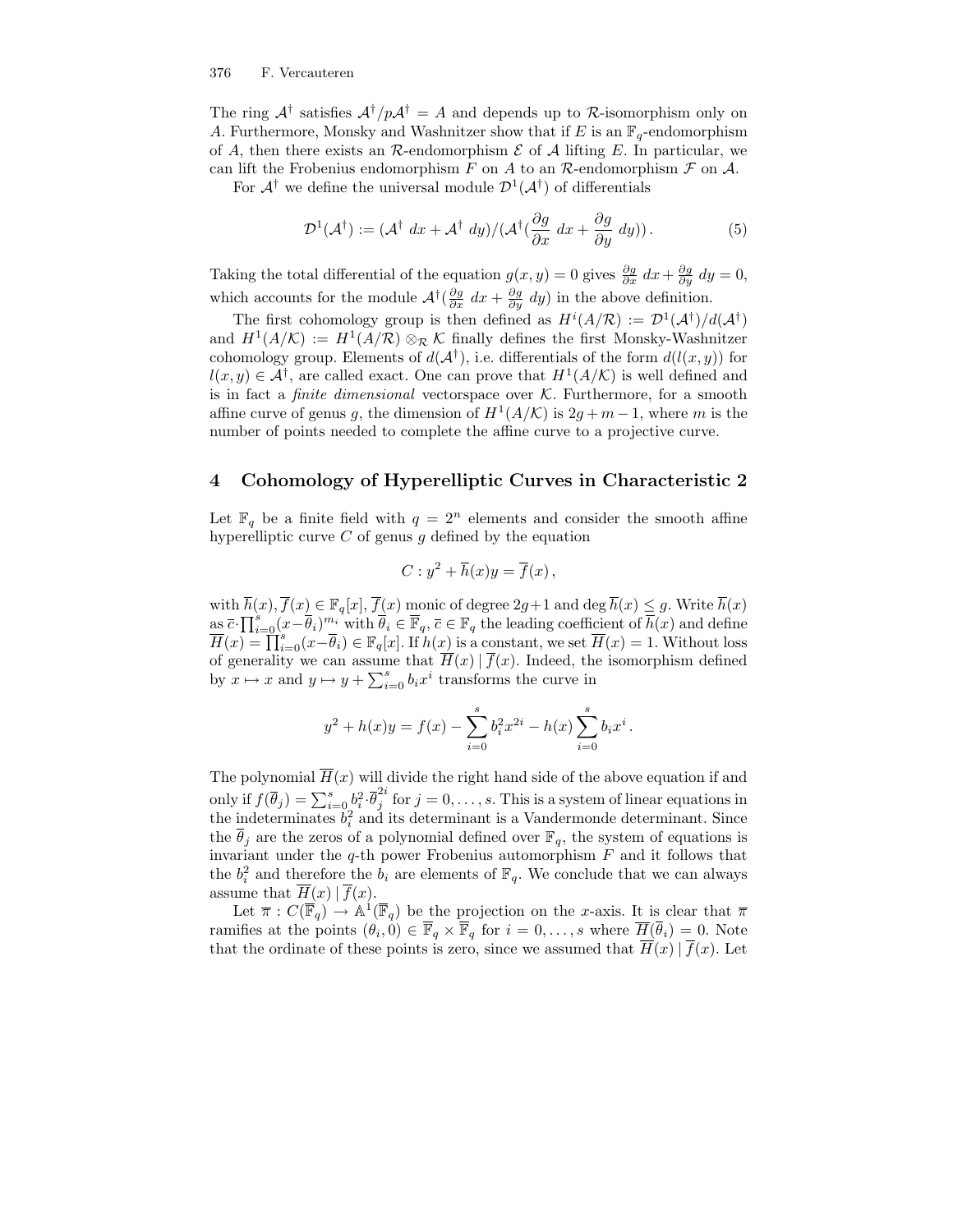The ring $\mathcal{A}^\dagger$ satisfies $\mathcal{A}^\dagger/p\mathcal{A}^\dagger = A$ and depends up to $\mathcal{R}$-isomorphism only on $A$. Furthermore, Monsky and Washnitzer show that if $E$ is an $\mathbb{F}_q$-endomorphism of $A$, then there exists an $\mathcal{R}$-endomorphism $\mathcal{E}$ of $\mathcal{A}$ lifting $E$. In particular, we can lift the Frobenius endomorphism $F$ on $A$ to an $\mathcal{R}$-endomorphism $\mathcal{F}$ on $\mathcal{A}$.

For $\mathcal{A}^\dagger$ we define the universal module $\mathcal{D}^1(\mathcal{A}^\dagger)$ of differentials

$$\mathcal{D}^1(\mathcal{A}^\dagger) := (\mathcal{A}^\dagger \; dx + \mathcal{A}^\dagger \; dy)/(\mathcal{A}^\dagger(\frac{\partial g}{\partial x} \; dx + \frac{\partial g}{\partial y} \; dy)) . \tag{5}$$

Taking the total differential of the equation $g(x,y) = 0$ gives $\frac{\partial g}{\partial x} \; dx + \frac{\partial g}{\partial y} \; dy = 0$, which accounts for the module $\mathcal{A}^\dagger(\frac{\partial g}{\partial x} \; dx + \frac{\partial g}{\partial y} \; dy)$ in the above definition.

The first cohomology group is then defined as $H^i(A/\mathcal{R}) := \mathcal{D}^1(\mathcal{A}^\dagger)/d(\mathcal{A}^\dagger)$ and $H^1(A/\mathcal{K}) := H^1(A/\mathcal{R}) \otimes_{\mathcal{R}} \mathcal{K}$ finally defines the first Monsky-Washnitzer cohomology group. Elements of $d(\mathcal{A}^\dagger)$, i.e. differentials of the form $d(l(x,y))$ for $l(x,y) \in \mathcal{A}^\dagger$, are called exact. One can prove that $H^1(A/\mathcal{K})$ is well defined and is in fact a *finite dimensional* vectorspace over $\mathcal{K}$. Furthermore, for a smooth affine curve of genus $g$, the dimension of $H^1(A/\mathcal{K})$ is $2g + m - 1$, where $m$ is the number of points needed to complete the affine curve to a projective curve.

## 4 Cohomology of Hyperelliptic Curves in Characteristic 2

Let $\mathbb{F}_q$ be a finite field with $q = 2^n$ elements and consider the smooth affine hyperelliptic curve $C$ of genus $g$ defined by the equation

$$C : y^2 + \overline{h}(x)y = \overline{f}(x) ,$$

with $\overline{h}(x), \overline{f}(x) \in \mathbb{F}_q[x]$, $\overline{f}(x)$ monic of degree $2g+1$ and $\deg \overline{h}(x) \leq g$. Write $\overline{h}(x)$ as $\overline{c} \cdot \prod_{i=0}^{s}(x - \overline{\theta}_i)^{m_i}$ with $\overline{\theta}_i \in \overline{\mathbb{F}}_q$, $\overline{c} \in \mathbb{F}_q$ the leading coefficient of $\overline{h}(x)$ and define $\overline{H}(x) = \prod_{i=0}^{s}(x - \overline{\theta}_i) \in \mathbb{F}_q[x]$. If $h(x)$ is a constant, we set $\overline{H}(x) = 1$. Without loss of generality we can assume that $\overline{H}(x) \mid \overline{f}(x)$. Indeed, the isomorphism defined by $x \mapsto x$ and $y \mapsto y + \sum_{i=0}^{s} b_i x^i$ transforms the curve in

$$y^2 + h(x)y = f(x) - \sum_{i=0}^{s} b_i^2 x^{2i} - h(x) \sum_{i=0}^{s} b_i x^i .$$

The polynomial $\overline{H}(x)$ will divide the right hand side of the above equation if and only if $f(\overline{\theta}_j) = \sum_{i=0}^{s} b_i^2 \cdot \overline{\theta}_j^{2i}$ for $j = 0, \ldots, s$. This is a system of linear equations in the indeterminates $b_i^2$ and its determinant is a Vandermonde determinant. Since the $\overline{\theta}_j$ are the zeros of a polynomial defined over $\mathbb{F}_q$, the system of equations is invariant under the $q$-th power Frobenius automorphism $F$ and it follows that the $b_i^2$ and therefore the $b_i$ are elements of $\mathbb{F}_q$. We conclude that we can always assume that $\overline{H}(x) \mid \overline{f}(x)$.

Let $\overline{\pi} : C(\overline{\mathbb{F}}_q) \to \mathbb{A}^1(\overline{\mathbb{F}}_q)$ be the projection on the $x$-axis. It is clear that $\overline{\pi}$ ramifies at the points $(\theta_i, 0) \in \overline{\mathbb{F}}_q \times \overline{\mathbb{F}}_q$ for $i = 0, \ldots, s$ where $\overline{H}(\overline{\theta}_i) = 0$. Note that the ordinate of these points is zero, since we assumed that $\overline{H}(x) \mid \overline{f}(x)$. Let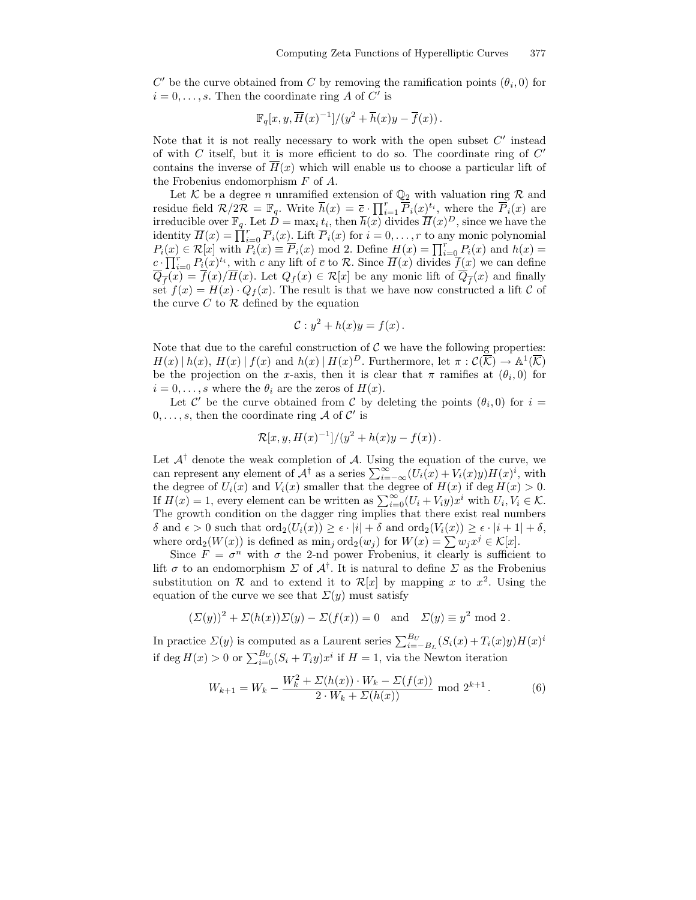$C'$ be the curve obtained from $C$ by removing the ramification points $(\theta_i, 0)$ for $i = 0, \ldots, s$. Then the coordinate ring $A$ of $C'$ is

$$\mathbb{F}_q[x, y, \overline{H}(x)^{-1}]/(y^2 + \overline{h}(x)y - \overline{f}(x)).$$

Note that it is not really necessary to work with the open subset $C'$ instead of with $C$ itself, but it is more efficient to do so. The coordinate ring of $C'$ contains the inverse of $\overline{H}(x)$ which will enable us to choose a particular lift of the Frobenius endomorphism $F$ of $A$.

Let $\mathcal{K}$ be a degree $n$ unramified extension of $\mathbb{Q}_2$ with valuation ring $\mathcal{R}$ and residue field $\mathcal{R}/2\mathcal{R} = \mathbb{F}_q$. Write $\overline{h}(x) = \overline{c} \cdot \prod_{i=1}^{r} \overline{P}_i(x)^{t_i}$, where the $\overline{P}_i(x)$ are irreducible over $\mathbb{F}_q$. Let $D = \max_i t_i$, then $\overline{h}(x)$ divides $\overline{H}(x)^D$, since we have the identity $\overline{H}(x) = \prod_{i=0}^{r} \overline{P}_i(x)$. Lift $\overline{P}_i(x)$ for $i = 0, \ldots, r$ to any monic polynomial $P_i(x) \in \mathcal{R}[x]$ with $P_i(x) \equiv \overline{P}_i(x) \bmod 2$. Define $H(x) = \prod_{i=0}^{r} P_i(x)$ and $h(x) = c \cdot \prod_{i=0}^{r} P_i(x)^{t_i}$, with $c$ any lift of $\overline{c}$ to $\mathcal{R}$. Since $\overline{H}(x)$ divides $\overline{f}(x)$ we can define $\overline{Q_{\overline{f}}}(x) = \overline{f}(x)/\overline{H}(x)$. Let $Q_f(x) \in \mathcal{R}[x]$ be any monic lift of $\overline{Q_{\overline{f}}}(x)$ and finally set $f(x) = H(x) \cdot Q_f(x)$. The result is that we have now constructed a lift $\mathcal{C}$ of the curve $C$ to $\mathcal{R}$ defined by the equation

$$\mathcal{C} : y^2 + h(x)y = f(x).$$

Note that due to the careful construction of $\mathcal{C}$ we have the following properties: $H(x) \mid h(x)$, $H(x) \mid f(x)$ and $h(x) \mid H(x)^D$. Furthermore, let $\pi : \mathcal{C}(\overline{\mathcal{K}}) \to \mathbb{A}^1(\overline{\mathcal{K}})$ be the projection on the $x$-axis, then it is clear that $\pi$ ramifies at $(\theta_i, 0)$ for $i = 0, \ldots, s$ where the $\theta_i$ are the zeros of $H(x)$.

Let $\mathcal{C}'$ be the curve obtained from $\mathcal{C}$ by deleting the points $(\theta_i, 0)$ for $i = 0, \ldots, s$, then the coordinate ring $\mathcal{A}$ of $\mathcal{C}'$ is

$$\mathcal{R}[x, y, H(x)^{-1}]/(y^2 + h(x)y - f(x)).$$

Let $\mathcal{A}^\dagger$ denote the weak completion of $\mathcal{A}$. Using the equation of the curve, we can represent any element of $\mathcal{A}^\dagger$ as a series $\sum_{i=-\infty}^{\infty} (U_i(x) + V_i(x)y)H(x)^i$, with the degree of $U_i(x)$ and $V_i(x)$ smaller that the degree of $H(x)$ if $\deg H(x) > 0$. If $H(x) = 1$, every element can be written as $\sum_{i=0}^{\infty} (U_i + V_i y)x^i$ with $U_i, V_i \in \mathcal{K}$. The growth condition on the dagger ring implies that there exist real numbers $\delta$ and $\epsilon > 0$ such that $\operatorname{ord}_2(U_i(x)) \geq \epsilon \cdot |i| + \delta$ and $\operatorname{ord}_2(V_i(x)) \geq \epsilon \cdot |i + 1| + \delta$, where $\operatorname{ord}_2(W(x))$ is defined as $\min_j \operatorname{ord}_2(w_j)$ for $W(x) = \sum w_j x^j \in \mathcal{K}[x]$.

Since $F = \sigma^n$ with $\sigma$ the 2-nd power Frobenius, it clearly is sufficient to lift $\sigma$ to an endomorphism $\Sigma$ of $\mathcal{A}^\dagger$. It is natural to define $\Sigma$ as the Frobenius substitution on $\mathcal{R}$ and to extend it to $\mathcal{R}[x]$ by mapping $x$ to $x^2$. Using the equation of the curve we see that $\Sigma(y)$ must satisfy

$$(\Sigma(y))^2 + \Sigma(h(x))\Sigma(y) - \Sigma(f(x)) = 0 \quad \text{and} \quad \Sigma(y) \equiv y^2 \bmod 2.$$

In practice $\Sigma(y)$ is computed as a Laurent series $\sum_{i=-B_L}^{B_U} (S_i(x) + T_i(x)y)H(x)^i$ if $\deg H(x) > 0$ or $\sum_{i=0}^{B_U} (S_i + T_i y)x^i$ if $H = 1$, via the Newton iteration

$$W_{k+1} = W_k - \frac{W_k^2 + \Sigma(h(x)) \cdot W_k - \Sigma(f(x))}{2 \cdot W_k + \Sigma(h(x))} \bmod 2^{k+1}. \tag{6}$$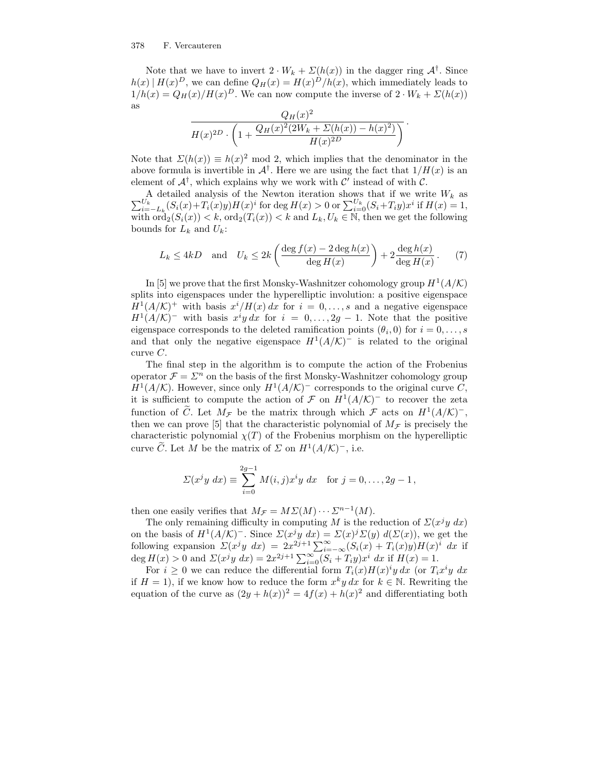Note that we have to invert $2 \cdot W_k + \Sigma(h(x))$ in the dagger ring $\mathcal{A}^\dagger$. Since $h(x) \mid H(x)^D$, we can define $Q_H(x) = H(x)^D/h(x)$, which immediately leads to $1/h(x) = Q_H(x)/H(x)^D$. We can now compute the inverse of $2 \cdot W_k + \Sigma(h(x))$ as

$$\frac{Q_H(x)^2}{H(x)^{2D} \cdot \left(1 + \dfrac{Q_H(x)^2(2W_k + \Sigma(h(x)) - h(x)^2)}{H(x)^{2D}}\right)}.$$

Note that $\Sigma(h(x)) \equiv h(x)^2 \bmod 2$, which implies that the denominator in the above formula is invertible in $\mathcal{A}^\dagger$. Here we are using the fact that $1/H(x)$ is an element of $\mathcal{A}^\dagger$, which explains why we work with $\mathcal{C}'$ instead of with $\mathcal{C}$.

A detailed analysis of the Newton iteration shows that if we write $W_k$ as $\sum_{i=-L_k}^{U_k}(S_i(x)+T_i(x)y)H(x)^i$ for $\deg H(x) > 0$ or $\sum_{i=0}^{U_k}(S_i+T_iy)x^i$ if $H(x) = 1$, with $\mathrm{ord}_2(S_i(x)) < k$, $\mathrm{ord}_2(T_i(x)) < k$ and $L_k, U_k \in \mathbb{N}$, then we get the following bounds for $L_k$ and $U_k$:

$$L_k \leq 4kD \quad \text{and} \quad U_k \leq 2k\left(\frac{\deg f(x) - 2\deg h(x)}{\deg H(x)}\right) + 2\frac{\deg h(x)}{\deg H(x)}. \tag{7}$$

In [5] we prove that the first Monsky-Washnitzer cohomology group $H^1(A/\mathcal{K})$ splits into eigenspaces under the hyperelliptic involution: a positive eigenspace $H^1(A/\mathcal{K})^+$ with basis $x^i/H(x)\,dx$ for $i = 0, \ldots, s$ and a negative eigenspace $H^1(A/\mathcal{K})^-$ with basis $x^iy\,dx$ for $i = 0, \ldots, 2g-1$. Note that the positive eigenspace corresponds to the deleted ramification points $(\theta_i, 0)$ for $i = 0, \ldots, s$ and that only the negative eigenspace $H^1(A/\mathcal{K})^-$ is related to the original curve $C$.

The final step in the algorithm is to compute the action of the Frobenius operator $\mathcal{F} = \Sigma^n$ on the basis of the first Monsky-Washnitzer cohomology group $H^1(A/\mathcal{K})$. However, since only $H^1(A/\mathcal{K})^-$ corresponds to the original curve $C$, it is sufficient to compute the action of $\mathcal{F}$ on $H^1(A/\mathcal{K})^-$ to recover the zeta function of $\widetilde{C}$. Let $M_\mathcal{F}$ be the matrix through which $\mathcal{F}$ acts on $H^1(A/\mathcal{K})^-$, then we can prove [5] that the characteristic polynomial of $M_\mathcal{F}$ is precisely the characteristic polynomial $\chi(T)$ of the Frobenius morphism on the hyperelliptic curve $\widetilde{C}$. Let $M$ be the matrix of $\Sigma$ on $H^1(A/\mathcal{K})^-$, i.e.

$$\Sigma(x^jy\ dx) \equiv \sum_{i=0}^{2g-1} M(i,j)x^iy\ dx \quad \text{for } j = 0, \ldots, 2g-1,$$

then one easily verifies that $M_\mathcal{F} = M\Sigma(M)\cdots\Sigma^{n-1}(M)$.

The only remaining difficulty in computing $M$ is the reduction of $\Sigma(x^jy\ dx)$ on the basis of $H^1(A/\mathcal{K})^-$. Since $\Sigma(x^jy\ dx) = \Sigma(x)^j\Sigma(y)\ d(\Sigma(x))$, we get the following expansion $\Sigma(x^jy\ dx) = 2x^{2j+1}\sum_{i=-\infty}^{\infty}(S_i(x) + T_i(x)y)H(x)^i\ dx$ if $\deg H(x) > 0$ and $\Sigma(x^jy\ dx) = 2x^{2j+1}\sum_{i=0}^{\infty}(S_i + T_iy)x^i\ dx$ if $H(x) = 1$.

For $i \geq 0$ we can reduce the differential form $T_i(x)H(x)^iy\,dx$ (or $T_ix^iy\ dx$ if $H = 1$), if we know how to reduce the form $x^ky\,dx$ for $k \in \mathbb{N}$. Rewriting the equation of the curve as $(2y + h(x))^2 = 4f(x) + h(x)^2$ and differentiating both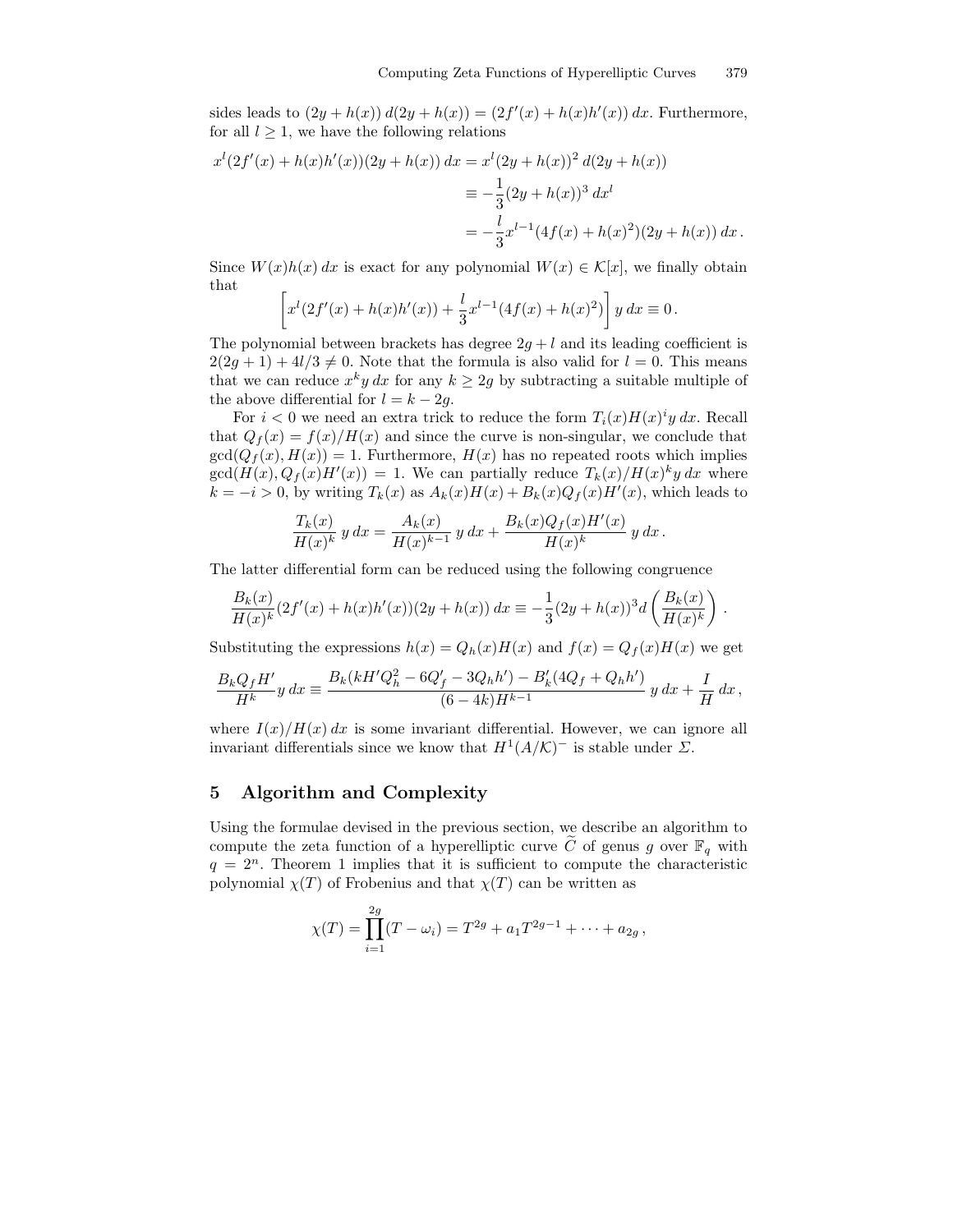sides leads to $(2y + h(x))\, d(2y + h(x)) = (2f'(x) + h(x)h'(x))\, dx$. Furthermore, for all $l \geq 1$, we have the following relations

$$
\begin{aligned}
x^l(2f'(x) + h(x)h'(x))(2y + h(x))\, dx &= x^l(2y + h(x))^2\, d(2y + h(x)) \\
&\equiv -\frac{1}{3}(2y + h(x))^3\, dx^l \\
&= -\frac{l}{3}x^{l-1}(4f(x) + h(x)^2)(2y + h(x))\, dx\,.
\end{aligned}
$$

Since $W(x)h(x)\, dx$ is exact for any polynomial $W(x) \in \mathcal{K}[x]$, we finally obtain that

$$
\left[x^l(2f'(x) + h(x)h'(x)) + \frac{l}{3}x^{l-1}(4f(x) + h(x)^2)\right] y\, dx \equiv 0\,.
$$

The polynomial between brackets has degree $2g + l$ and its leading coefficient is $2(2g+1) + 4l/3 \neq 0$. Note that the formula is also valid for $l = 0$. This means that we can reduce $x^k y\, dx$ for any $k \geq 2g$ by subtracting a suitable multiple of the above differential for $l = k - 2g$.

For $i < 0$ we need an extra trick to reduce the form $T_i(x)H(x)^i y\, dx$. Recall that $Q_f(x) = f(x)/H(x)$ and since the curve is non-singular, we conclude that $\gcd(Q_f(x), H(x)) = 1$. Furthermore, $H(x)$ has no repeated roots which implies $\gcd(H(x), Q_f(x)H'(x)) = 1$. We can partially reduce $T_k(x)/H(x)^k y\, dx$ where $k = -i > 0$, by writing $T_k(x)$ as $A_k(x)H(x) + B_k(x)Q_f(x)H'(x)$, which leads to

$$
\frac{T_k(x)}{H(x)^k}\, y\, dx = \frac{A_k(x)}{H(x)^{k-1}}\, y\, dx + \frac{B_k(x)Q_f(x)H'(x)}{H(x)^k}\, y\, dx\,.
$$

The latter differential form can be reduced using the following congruence

$$
\frac{B_k(x)}{H(x)^k}(2f'(x) + h(x)h'(x))(2y + h(x))\, dx \equiv -\frac{1}{3}(2y + h(x))^3 d\left(\frac{B_k(x)}{H(x)^k}\right)\,.
$$

Substituting the expressions $h(x) = Q_h(x)H(x)$ and $f(x) = Q_f(x)H(x)$ we get

$$
\frac{B_k Q_f H'}{H^k} y\, dx \equiv \frac{B_k(kH'Q_h^2 - 6Q_f' - 3Q_h h') - B_k'(4Q_f + Q_h h')}{(6 - 4k)H^{k-1}}\, y\, dx + \frac{I}{H}\, dx\,,
$$

where $I(x)/H(x)\, dx$ is some invariant differential. However, we can ignore all invariant differentials since we know that $H^1(A/\mathcal{K})^-$ is stable under $\Sigma$.

## 5 Algorithm and Complexity

Using the formulae devised in the previous section, we describe an algorithm to compute the zeta function of a hyperelliptic curve $\widetilde{C}$ of genus $g$ over $\mathbb{F}_q$ with $q = 2^n$. Theorem 1 implies that it is sufficient to compute the characteristic polynomial $\chi(T)$ of Frobenius and that $\chi(T)$ can be written as

$$
\chi(T) = \prod_{i=1}^{2g}(T - \omega_i) = T^{2g} + a_1 T^{2g-1} + \cdots + a_{2g}\,,
$$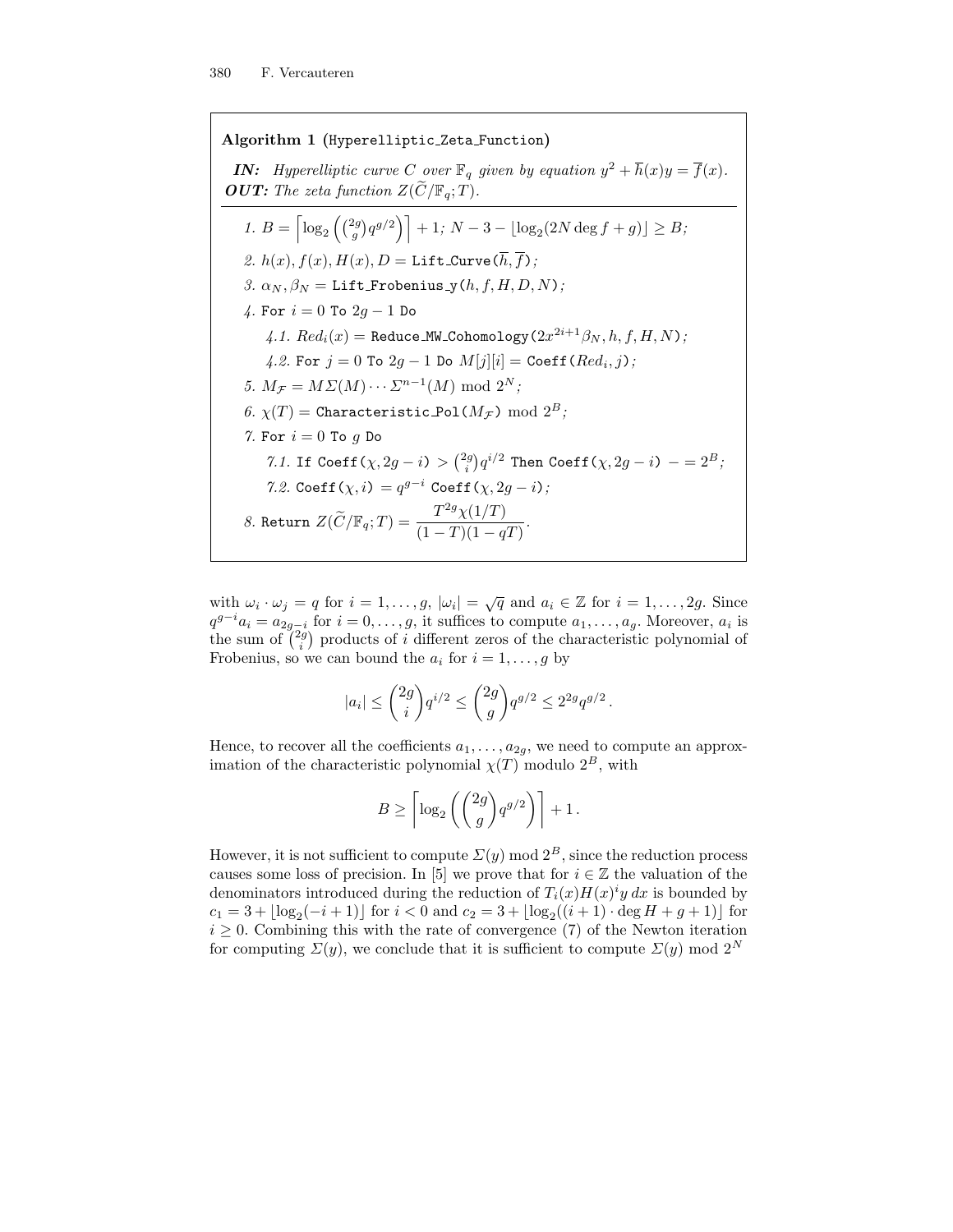**Algorithm 1** (`Hyperelliptic_Zeta_Function`)

***IN:*** *Hyperelliptic curve $C$ over $\mathbb{F}_q$ given by equation $y^2 + \overline{h}(x)y = \overline{f}(x)$.*
***OUT:*** *The zeta function $Z(\widetilde{C}/\mathbb{F}_q;T)$.*

---

*1.* $B = \left\lceil \log_2 \left( \binom{2g}{g} q^{g/2} \right) \right\rceil + 1$; $N - 3 - \lfloor \log_2(2N \deg f + g) \rfloor \geq B$;

*2.* $h(x), f(x), H(x), D =$ `Lift_Curve`$(\overline{h}, \overline{f})$;

*3.* $\alpha_N, \beta_N =$ `Lift_Frobenius_y`$(h, f, H, D, N)$;

*4.* `For` $i = 0$ `To` $2g - 1$ `Do`

  *4.1.* $Red_i(x) =$ `Reduce_MW_Cohomology`$(2x^{2i+1}\beta_N, h, f, H, N)$;

  *4.2.* `For` $j = 0$ `To` $2g - 1$ `Do` $M[j][i] =$ `Coeff`$(Red_i, j)$;

*5.* $M_{\mathcal{F}} = M\Sigma(M)\cdots\Sigma^{n-1}(M) \bmod 2^N$;

*6.* $\chi(T) =$ `Characteristic_Pol`$(M_{\mathcal{F}}) \bmod 2^B$;

*7.* `For` $i = 0$ `To` $g$ `Do`

  *7.1.* `If Coeff`$(\chi, 2g - i) > \binom{2g}{i} q^{i/2}$ `Then Coeff`$(\chi, 2g - i) -= 2^B$;

  *7.2.* `Coeff`$(\chi, i) = q^{g-i}$ `Coeff`$(\chi, 2g - i)$;

*8.* `Return` $Z(\widetilde{C}/\mathbb{F}_q;T) = \dfrac{T^{2g}\chi(1/T)}{(1-T)(1-qT)}$.

---

with $\omega_i \cdot \omega_j = q$ for $i = 1, \ldots, g$, $|\omega_i| = \sqrt{q}$ and $a_i \in \mathbb{Z}$ for $i = 1, \ldots, 2g$. Since $q^{g-i}a_i = a_{2g-i}$ for $i = 0, \ldots, g$, it suffices to compute $a_1, \ldots, a_g$. Moreover, $a_i$ is the sum of $\binom{2g}{i}$ products of $i$ different zeros of the characteristic polynomial of Frobenius, so we can bound the $a_i$ for $i = 1, \ldots, g$ by

$$|a_i| \leq \binom{2g}{i} q^{i/2} \leq \binom{2g}{g} q^{g/2} \leq 2^{2g} q^{g/2} .$$

Hence, to recover all the coefficients $a_1, \ldots, a_{2g}$, we need to compute an approximation of the characteristic polynomial $\chi(T)$ modulo $2^B$, with

$$B \geq \left\lceil \log_2 \left( \binom{2g}{g} q^{g/2} \right) \right\rceil + 1 .$$

However, it is not sufficient to compute $\Sigma(y) \bmod 2^B$, since the reduction process causes some loss of precision. In [5] we prove that for $i \in \mathbb{Z}$ the valuation of the denominators introduced during the reduction of $T_i(x)H(x)^i y\, dx$ is bounded by $c_1 = 3 + \lfloor \log_2(-i+1) \rfloor$ for $i < 0$ and $c_2 = 3 + \lfloor \log_2((i+1) \cdot \deg H + g + 1) \rfloor$ for $i \geq 0$. Combining this with the rate of convergence (7) of the Newton iteration for computing $\Sigma(y)$, we conclude that it is sufficient to compute $\Sigma(y) \bmod 2^N$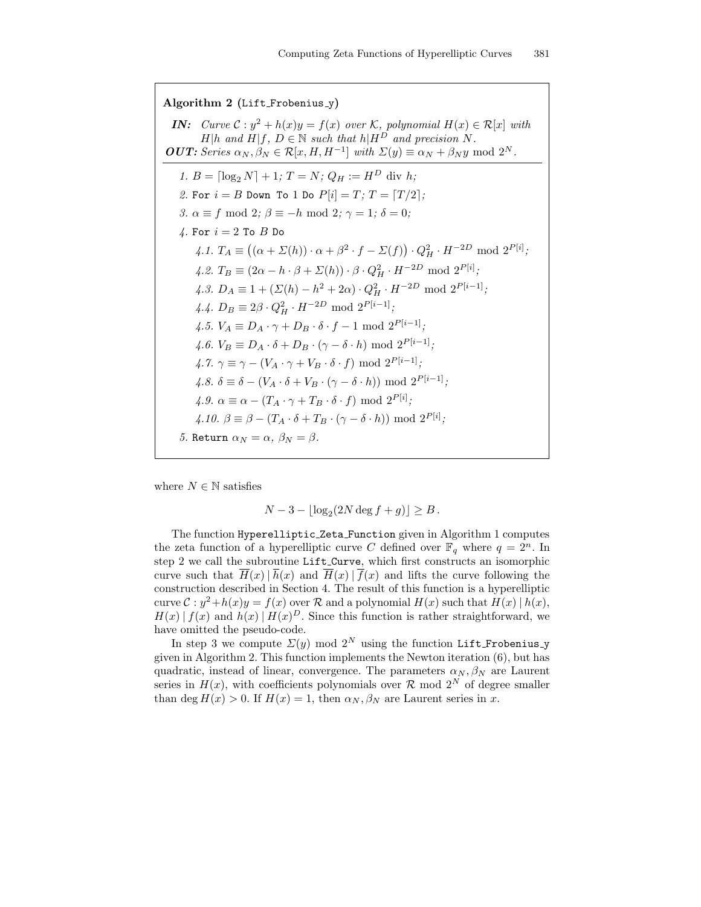**Algorithm 2** (Lift_Frobenius_y)

***IN:*** *Curve* $\mathcal{C} : y^2 + h(x)y = f(x)$ *over* $\mathcal{K}$*, polynomial* $H(x) \in \mathcal{R}[x]$ *with* $H|h$ *and* $H|f$*,* $D \in \mathbb{N}$ *such that* $h|H^D$ *and precision* $N$*.*

***OUT:*** *Series* $\alpha_N, \beta_N \in \mathcal{R}[x, H, H^{-1}]$ *with* $\Sigma(y) \equiv \alpha_N + \beta_N y \bmod 2^N$*.*

---

1. $B = \lceil \log_2 N \rceil + 1$; $T = N$; $Q_H := H^D$ div $h$;
2. `For` $i = B$ `Down To` 1 `Do` $P[i] = T$; $T = \lceil T/2 \rceil$;
3. $\alpha \equiv f \bmod 2$; $\beta \equiv -h \bmod 2$; $\gamma = 1$; $\delta = 0$;
4. `For` $i = 2$ `To` $B$ `Do`
   - 4.1. $T_A \equiv \big((\alpha + \Sigma(h)) \cdot \alpha + \beta^2 \cdot f - \Sigma(f)\big) \cdot Q_H^2 \cdot H^{-2D} \bmod 2^{P[i]}$;
   - 4.2. $T_B \equiv (2\alpha - h \cdot \beta + \Sigma(h)) \cdot \beta \cdot Q_H^2 \cdot H^{-2D} \bmod 2^{P[i]}$;
   - 4.3. $D_A \equiv 1 + (\Sigma(h) - h^2 + 2\alpha) \cdot Q_H^2 \cdot H^{-2D} \bmod 2^{P[i-1]}$;
   - 4.4. $D_B \equiv 2\beta \cdot Q_H^2 \cdot H^{-2D} \bmod 2^{P[i-1]}$;
   - 4.5. $V_A \equiv D_A \cdot \gamma + D_B \cdot \delta \cdot f - 1 \bmod 2^{P[i-1]}$;
   - 4.6. $V_B \equiv D_A \cdot \delta + D_B \cdot (\gamma - \delta \cdot h) \bmod 2^{P[i-1]}$;
   - 4.7. $\gamma \equiv \gamma - (V_A \cdot \gamma + V_B \cdot \delta \cdot f) \bmod 2^{P[i-1]}$;
   - 4.8. $\delta \equiv \delta - (V_A \cdot \delta + V_B \cdot (\gamma - \delta \cdot h)) \bmod 2^{P[i-1]}$;
   - 4.9. $\alpha \equiv \alpha - (T_A \cdot \gamma + T_B \cdot \delta \cdot f) \bmod 2^{P[i]}$;
   - 4.10. $\beta \equiv \beta - (T_A \cdot \delta + T_B \cdot (\gamma - \delta \cdot h)) \bmod 2^{P[i]}$;
5. `Return` $\alpha_N = \alpha$, $\beta_N = \beta$.

---

where $N \in \mathbb{N}$ satisfies

$$N - 3 - \lfloor \log_2(2N \deg f + g) \rfloor \geq B\,.$$

The function Hyperelliptic_Zeta_Function given in Algorithm 1 computes the zeta function of a hyperelliptic curve $C$ defined over $\mathbb{F}_q$ where $q = 2^n$. In step 2 we call the subroutine Lift_Curve, which first constructs an isomorphic curve such that $\overline{H}(x) \mid \overline{h}(x)$ and $\overline{H}(x) \mid \overline{f}(x)$ and lifts the curve following the construction described in Section 4. The result of this function is a hyperelliptic curve $\mathcal{C} : y^2 + h(x)y = f(x)$ over $\mathcal{R}$ and a polynomial $H(x)$ such that $H(x) \mid h(x)$, $H(x) \mid f(x)$ and $h(x) \mid H(x)^D$. Since this function is rather straightforward, we have omitted the pseudo-code.

In step 3 we compute $\Sigma(y) \bmod 2^N$ using the function Lift_Frobenius_y given in Algorithm 2. This function implements the Newton iteration (6), but has quadratic, instead of linear, convergence. The parameters $\alpha_N, \beta_N$ are Laurent series in $H(x)$, with coefficients polynomials over $\mathcal{R} \bmod 2^N$ of degree smaller than $\deg H(x) > 0$. If $H(x) = 1$, then $\alpha_N, \beta_N$ are Laurent series in $x$.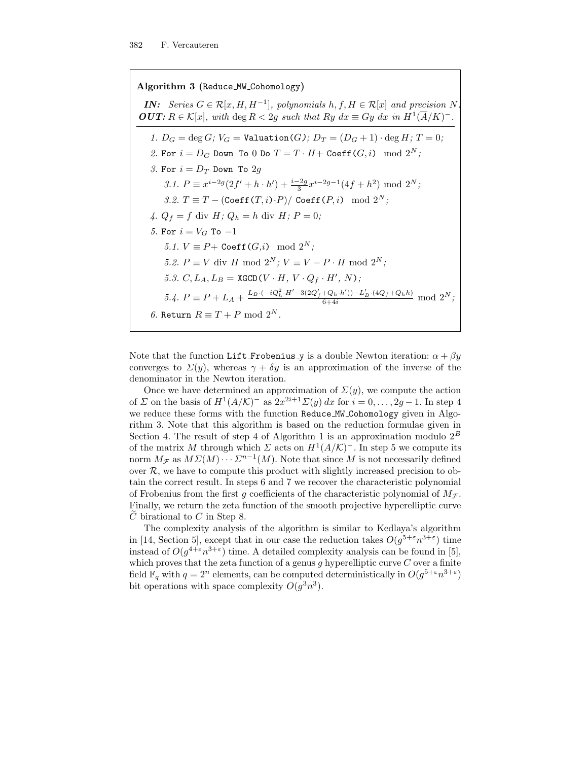**Algorithm 3** (Reduce_MW_Cohomology)

***IN:*** *Series* $G \in \mathcal{R}[x, H, H^{-1}]$*, polynomials* $h, f, H \in \mathcal{R}[x]$ *and precision* $N$*.*
***OUT:*** $R \in \mathcal{K}[x]$*, with* $\deg R < 2g$ *such that* $Ry\ dx \equiv Gy\ dx$ *in* $H^1(\overline{A}/K)^-$*.*

1. $D_G = \deg G$; $V_G =$ `Valuation(G)`; $D_T = (D_G + 1) \cdot \deg H$; $T = 0$;
2. `For` $i = D_G$ `Down To` $0$ `Do` $T = T \cdot H +$ `Coeff(G,i)` $\mod 2^N$;
3. `For` $i = D_T$ `Down To` $2g$
   - 3.1. $P \equiv x^{i-2g}(2f' + h \cdot h') + \frac{i-2g}{3} x^{i-2g-1}(4f + h^2) \bmod 2^N$;
   - 3.2. $T \equiv T - ($`Coeff(T,i)`$\cdot P)/$ `Coeff(P,i)` $\mod 2^N$;
4. $Q_f = f \text{ div } H$; $Q_h = h \text{ div } H$; $P = 0$;
5. `For` $i = V_G$ `To` $-1$
   - 5.1. $V \equiv P +$ `Coeff(G,i)` $\mod 2^N$;
   - 5.2. $P \equiv V \text{ div } H \bmod 2^N$; $V \equiv V - P \cdot H \bmod 2^N$;
   - 5.3. $C, L_A, L_B =$ `XGCD(`$V \cdot H,\ V \cdot Q_f \cdot H',\ N$`)`;
   - 5.4. $P \equiv P + L_A + \frac{L_B \cdot (-iQ_h^2 \cdot H' - 3(2Q_f' + Q_h \cdot h')) - L_B' \cdot (4Q_f + Q_h h)}{6+4i} \bmod 2^N$;
6. `Return` $R \equiv T + P \bmod 2^N$.

Note that the function Lift_Frobenius_y is a double Newton iteration: $\alpha + \beta y$ converges to $\Sigma(y)$, whereas $\gamma + \delta y$ is an approximation of the inverse of the denominator in the Newton iteration.

Once we have determined an approximation of $\Sigma(y)$, we compute the action of $\Sigma$ on the basis of $H^1(A/\mathcal{K})^-$ as $2x^{2i+1}\Sigma(y)\,dx$ for $i = 0, \ldots, 2g-1$. In step 4 we reduce these forms with the function Reduce_MW_Cohomology given in Algorithm 3. Note that this algorithm is based on the reduction formulae given in Section 4. The result of step 4 of Algorithm 1 is an approximation modulo $2^B$ of the matrix $M$ through which $\Sigma$ acts on $H^1(A/\mathcal{K})^-$. In step 5 we compute its norm $M_{\mathcal{F}}$ as $M\Sigma(M)\cdots\Sigma^{n-1}(M)$. Note that since $M$ is not necessarily defined over $\mathcal{R}$, we have to compute this product with slightly increased precision to obtain the correct result. In steps 6 and 7 we recover the characteristic polynomial of Frobenius from the first $g$ coefficients of the characteristic polynomial of $M_{\mathcal{F}}$. Finally, we return the zeta function of the smooth projective hyperelliptic curve $\widetilde{C}$ birational to $C$ in Step 8.

The complexity analysis of the algorithm is similar to Kedlaya's algorithm in [14, Section 5], except that in our case the reduction takes $O(g^{5+\varepsilon}n^{3+\varepsilon})$ time instead of $O(g^{4+\varepsilon}n^{3+\varepsilon})$ time. A detailed complexity analysis can be found in [5], which proves that the zeta function of a genus $g$ hyperelliptic curve $C$ over a finite field $\mathbb{F}_q$ with $q = 2^n$ elements, can be computed deterministically in $O(g^{5+\varepsilon}n^{3+\varepsilon})$ bit operations with space complexity $O(g^3 n^3)$.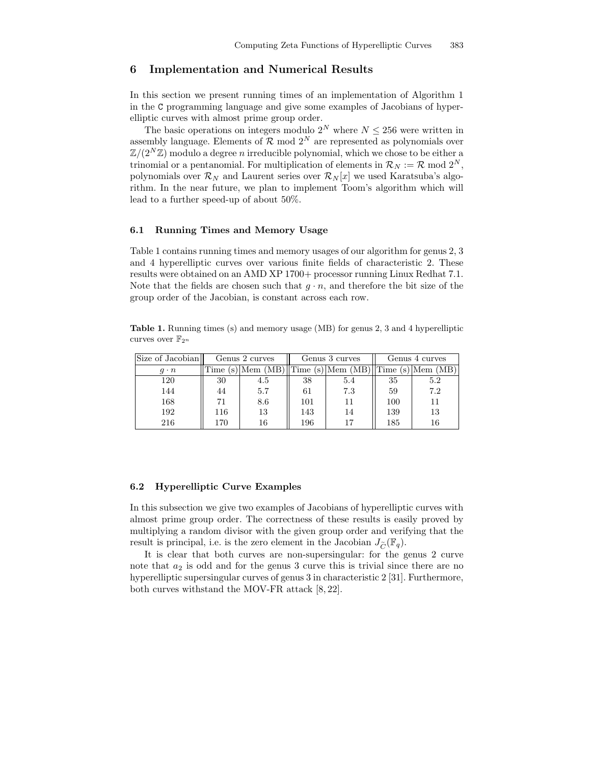## 6 Implementation and Numerical Results

In this section we present running times of an implementation of Algorithm 1 in the C programming language and give some examples of Jacobians of hyperelliptic curves with almost prime group order.

The basic operations on integers modulo $2^N$ where $N \leq 256$ were written in assembly language. Elements of $\mathcal{R}$ mod $2^N$ are represented as polynomials over $\mathbb{Z}/(2^N\mathbb{Z})$ modulo a degree $n$ irreducible polynomial, which we chose to be either a trinomial or a pentanomial. For multiplication of elements in $\mathcal{R}_N := \mathcal{R}$ mod $2^N$, polynomials over $\mathcal{R}_N$ and Laurent series over $\mathcal{R}_N[x]$ we used Karatsuba's algorithm. In the near future, we plan to implement Toom's algorithm which will lead to a further speed-up of about 50%.

### 6.1 Running Times and Memory Usage

Table 1 contains running times and memory usages of our algorithm for genus 2, 3 and 4 hyperelliptic curves over various finite fields of characteristic 2. These results were obtained on an AMD XP 1700+ processor running Linux Redhat 7.1. Note that the fields are chosen such that $g \cdot n$, and therefore the bit size of the group order of the Jacobian, is constant across each row.

**Table 1.** Running times (s) and memory usage (MB) for genus 2, 3 and 4 hyperelliptic curves over $\mathbb{F}_{2^n}$

| Size of Jacobian | Genus 2 curves | | Genus 3 curves | | Genus 4 curves | |
|---|---|---|---|---|---|---|
| $g \cdot n$ | Time (s) | Mem (MB) | Time (s) | Mem (MB) | Time (s) | Mem (MB) |
| 120 | 30 | 4.5 | 38 | 5.4 | 35 | 5.2 |
| 144 | 44 | 5.7 | 61 | 7.3 | 59 | 7.2 |
| 168 | 71 | 8.6 | 101 | 11 | 100 | 11 |
| 192 | 116 | 13 | 143 | 14 | 139 | 13 |
| 216 | 170 | 16 | 196 | 17 | 185 | 16 |

### 6.2 Hyperelliptic Curve Examples

In this subsection we give two examples of Jacobians of hyperelliptic curves with almost prime group order. The correctness of these results is easily proved by multiplying a random divisor with the given group order and verifying that the result is principal, i.e. is the zero element in the Jacobian $J_{\widetilde{C}}(\mathbb{F}_q)$.

It is clear that both curves are non-supersingular: for the genus 2 curve note that $a_2$ is odd and for the genus 3 curve this is trivial since there are no hyperelliptic supersingular curves of genus 3 in characteristic 2 [31]. Furthermore, both curves withstand the MOV-FR attack [8, 22].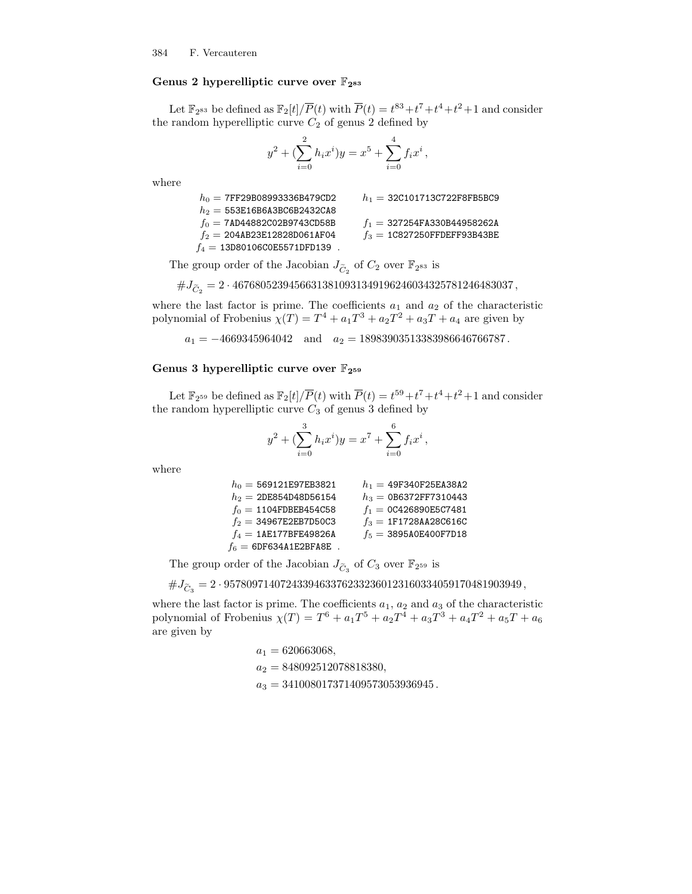### Genus 2 hyperelliptic curve over $\mathbb{F}_{2^{83}}$

Let $\mathbb{F}_{2^{83}}$ be defined as $\mathbb{F}_2[t]/\overline{P}(t)$ with $\overline{P}(t) = t^{83}+t^7+t^4+t^2+1$ and consider the random hyperelliptic curve $C_2$ of genus 2 defined by

$$y^2 + (\sum_{i=0}^{2} h_i x^i)y = x^5 + \sum_{i=0}^{4} f_i x^i \,,$$

where

$h_0 =$ `7FF29B08993336B479CD2` $\quad h_1 =$ `32C101713C722F8FB5BC9`
$h_2 =$ `553E16B6A3BC6B2432CA8`
$f_0 =$ `7AD44882C02B9743CD58B` $\quad f_1 =$ `327254FA330B44958262A`
$f_2 =$ `204AB23E12828D061AF04` $\quad f_3 =$ `1C827250FFDEFF93B43BE`
$f_4 =$ `13D80106C0E5571DFD139` .

The group order of the Jacobian $J_{\widetilde{C}_2}$ of $C_2$ over $\mathbb{F}_{2^{83}}$ is

$$\#J_{\widetilde{C}_2} = 2 \cdot 46768052394566313810931349196246034325781246483037\,,$$

where the last factor is prime. The coefficients $a_1$ and $a_2$ of the characteristic polynomial of Frobenius $\chi(T) = T^4 + a_1T^3 + a_2T^2 + a_3T + a_4$ are given by

$$a_1 = -4669345964042 \quad \text{and} \quad a_2 = 18983903513383986646766787\,.$$

### Genus 3 hyperelliptic curve over $\mathbb{F}_{2^{59}}$

Let $\mathbb{F}_{2^{59}}$ be defined as $\mathbb{F}_2[t]/\overline{P}(t)$ with $\overline{P}(t) = t^{59}+t^7+t^4+t^2+1$ and consider the random hyperelliptic curve $C_3$ of genus 3 defined by

$$y^2 + (\sum_{i=0}^{3} h_i x^i)y = x^7 + \sum_{i=0}^{6} f_i x^i \,,$$

where

$h_0 =$ `569121E97EB3821` $\quad h_1 =$ `49F340F25EA38A2`
$h_2 =$ `2DE854D48D56154` $\quad h_3 =$ `0B6372FF7310443`
$f_0 =$ `1104FDBEB454C58` $\quad f_1 =$ `0C426890E5C7481`
$f_2 =$ `34967E2EB7D50C3` $\quad f_3 =$ `1F1728AA28C616C`
$f_4 =$ `1AE177BFE49826A` $\quad f_5 =$ `3895A0E400F7D18`
$f_6 =$ `6DF634A1E2BFA8E` .

The group order of the Jacobian $J_{\widetilde{C}_3}$ of $C_3$ over $\mathbb{F}_{2^{59}}$ is

$$\#J_{\widetilde{C}_3} = 2 \cdot 95780971407243394633762332360123160334059170481903949\,,$$

where the last factor is prime. The coefficients $a_1$, $a_2$ and $a_3$ of the characteristic polynomial of Frobenius $\chi(T) = T^6 + a_1T^5 + a_2T^4 + a_3T^3 + a_4T^2 + a_5T + a_6$ are given by

$$a_1 = 620663068,$$
$$a_2 = 848092512078818380,$$
$$a_3 = 341008017371409573053936945\,.$$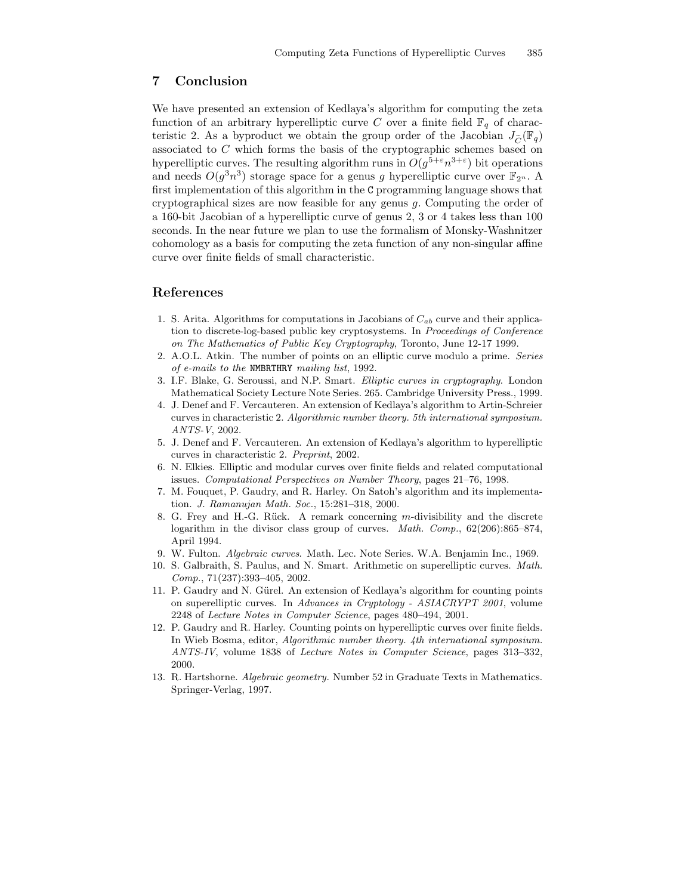## 7 Conclusion

We have presented an extension of Kedlaya's algorithm for computing the zeta function of an arbitrary hyperelliptic curve $C$ over a finite field $\mathbb{F}_q$ of characteristic 2. As a byproduct we obtain the group order of the Jacobian $J_{\widetilde{C}}(\mathbb{F}_q)$ associated to $C$ which forms the basis of the cryptographic schemes based on hyperelliptic curves. The resulting algorithm runs in $O(g^{5+\varepsilon}n^{3+\varepsilon})$ bit operations and needs $O(g^3n^3)$ storage space for a genus $g$ hyperelliptic curve over $\mathbb{F}_{2^n}$. A first implementation of this algorithm in the `C` programming language shows that cryptographical sizes are now feasible for any genus $g$. Computing the order of a 160-bit Jacobian of a hyperelliptic curve of genus 2, 3 or 4 takes less than 100 seconds. In the near future we plan to use the formalism of Monsky-Washnitzer cohomology as a basis for computing the zeta function of any non-singular affine curve over finite fields of small characteristic.

## References

1. S. Arita. Algorithms for computations in Jacobians of $C_{ab}$ curve and their application to discrete-log-based public key cryptosystems. In *Proceedings of Conference on The Mathematics of Public Key Cryptography*, Toronto, June 12-17 1999.
2. A.O.L. Atkin. The number of points on an elliptic curve modulo a prime. *Series of e-mails to the* `NMBRTHRY` *mailing list*, 1992.
3. I.F. Blake, G. Seroussi, and N.P. Smart. *Elliptic curves in cryptography*. London Mathematical Society Lecture Note Series. 265. Cambridge University Press., 1999.
4. J. Denef and F. Vercauteren. An extension of Kedlaya's algorithm to Artin-Schreier curves in characteristic 2. *Algorithmic number theory. 5th international symposium. ANTS-V*, 2002.
5. J. Denef and F. Vercauteren. An extension of Kedlaya's algorithm to hyperelliptic curves in characteristic 2. *Preprint*, 2002.
6. N. Elkies. Elliptic and modular curves over finite fields and related computational issues. *Computational Perspectives on Number Theory*, pages 21–76, 1998.
7. M. Fouquet, P. Gaudry, and R. Harley. On Satoh's algorithm and its implementation. *J. Ramanujan Math. Soc.*, 15:281–318, 2000.
8. G. Frey and H.-G. Rück. A remark concerning $m$-divisibility and the discrete logarithm in the divisor class group of curves. *Math. Comp.*, 62(206):865–874, April 1994.
9. W. Fulton. *Algebraic curves*. Math. Lec. Note Series. W.A. Benjamin Inc., 1969.
10. S. Galbraith, S. Paulus, and N. Smart. Arithmetic on superelliptic curves. *Math. Comp.*, 71(237):393–405, 2002.
11. P. Gaudry and N. Gürel. An extension of Kedlaya's algorithm for counting points on superelliptic curves. In *Advances in Cryptology - ASIACRYPT 2001*, volume 2248 of *Lecture Notes in Computer Science*, pages 480–494, 2001.
12. P. Gaudry and R. Harley. Counting points on hyperelliptic curves over finite fields. In Wieb Bosma, editor, *Algorithmic number theory. 4th international symposium. ANTS-IV*, volume 1838 of *Lecture Notes in Computer Science*, pages 313–332, 2000.
13. R. Hartshorne. *Algebraic geometry.* Number 52 in Graduate Texts in Mathematics. Springer-Verlag, 1997.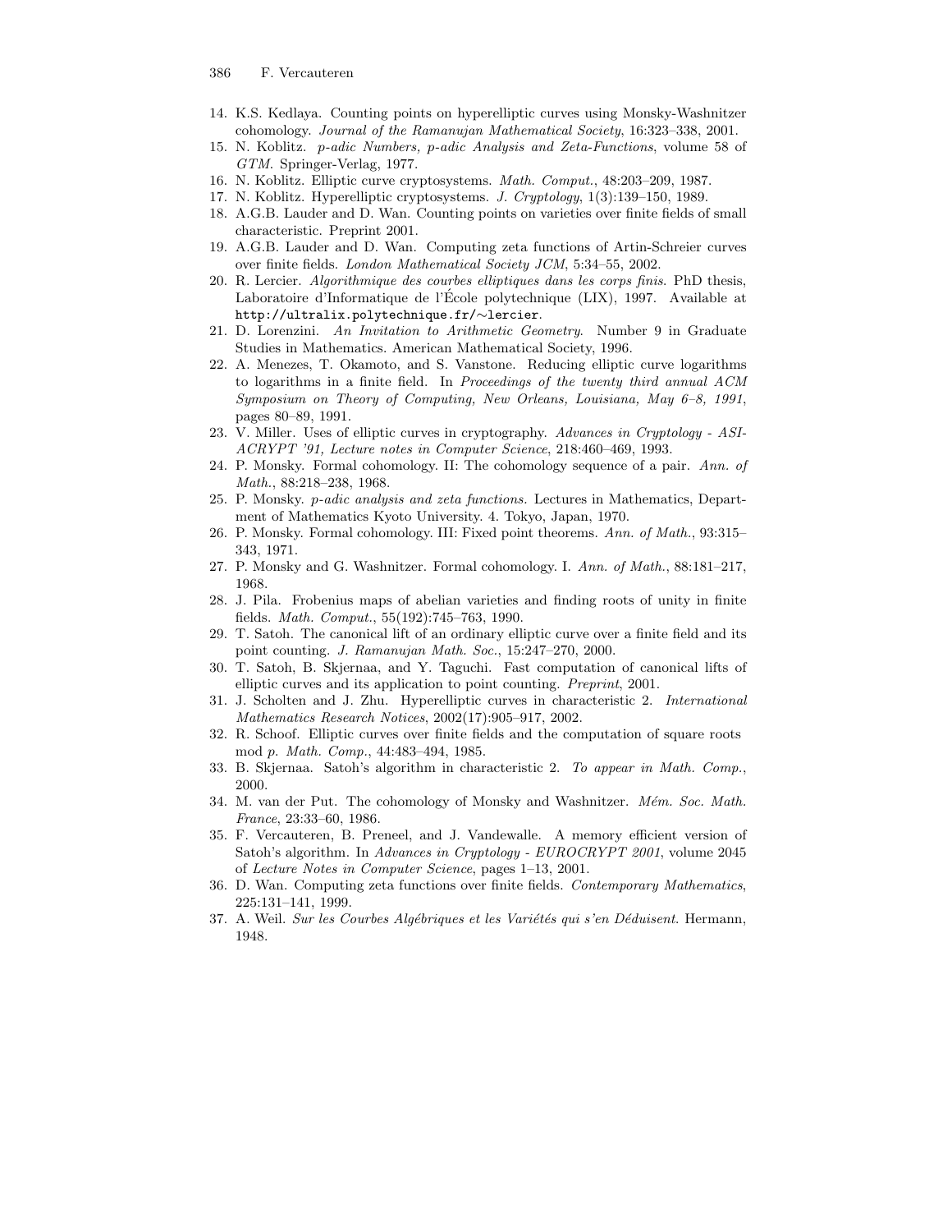14. K.S. Kedlaya. Counting points on hyperelliptic curves using Monsky-Washnitzer cohomology. *Journal of the Ramanujan Mathematical Society*, 16:323–338, 2001.
15. N. Koblitz. *p-adic Numbers, p-adic Analysis and Zeta-Functions*, volume 58 of *GTM*. Springer-Verlag, 1977.
16. N. Koblitz. Elliptic curve cryptosystems. *Math. Comput.*, 48:203–209, 1987.
17. N. Koblitz. Hyperelliptic cryptosystems. *J. Cryptology*, 1(3):139–150, 1989.
18. A.G.B. Lauder and D. Wan. Counting points on varieties over finite fields of small characteristic. Preprint 2001.
19. A.G.B. Lauder and D. Wan. Computing zeta functions of Artin-Schreier curves over finite fields. *London Mathematical Society JCM*, 5:34–55, 2002.
20. R. Lercier. *Algorithmique des courbes elliptiques dans les corps finis*. PhD thesis, Laboratoire d'Informatique de l'École polytechnique (LIX), 1997. Available at `http://ultralix.polytechnique.fr/~lercier`.
21. D. Lorenzini. *An Invitation to Arithmetic Geometry*. Number 9 in Graduate Studies in Mathematics. American Mathematical Society, 1996.
22. A. Menezes, T. Okamoto, and S. Vanstone. Reducing elliptic curve logarithms to logarithms in a finite field. In *Proceedings of the twenty third annual ACM Symposium on Theory of Computing, New Orleans, Louisiana, May 6–8, 1991*, pages 80–89, 1991.
23. V. Miller. Uses of elliptic curves in cryptography. *Advances in Cryptology - ASIACRYPT '91, Lecture notes in Computer Science*, 218:460–469, 1993.
24. P. Monsky. Formal cohomology. II: The cohomology sequence of a pair. *Ann. of Math.*, 88:218–238, 1968.
25. P. Monsky. *p-adic analysis and zeta functions.* Lectures in Mathematics, Department of Mathematics Kyoto University. 4. Tokyo, Japan, 1970.
26. P. Monsky. Formal cohomology. III: Fixed point theorems. *Ann. of Math.*, 93:315–343, 1971.
27. P. Monsky and G. Washnitzer. Formal cohomology. I. *Ann. of Math.*, 88:181–217, 1968.
28. J. Pila. Frobenius maps of abelian varieties and finding roots of unity in finite fields. *Math. Comput.*, 55(192):745–763, 1990.
29. T. Satoh. The canonical lift of an ordinary elliptic curve over a finite field and its point counting. *J. Ramanujan Math. Soc.*, 15:247–270, 2000.
30. T. Satoh, B. Skjernaa, and Y. Taguchi. Fast computation of canonical lifts of elliptic curves and its application to point counting. *Preprint*, 2001.
31. J. Scholten and J. Zhu. Hyperelliptic curves in characteristic 2. *International Mathematics Research Notices*, 2002(17):905–917, 2002.
32. R. Schoof. Elliptic curves over finite fields and the computation of square roots mod *p*. *Math. Comp.*, 44:483–494, 1985.
33. B. Skjernaa. Satoh's algorithm in characteristic 2. *To appear in Math. Comp.*, 2000.
34. M. van der Put. The cohomology of Monsky and Washnitzer. *Mém. Soc. Math. France*, 23:33–60, 1986.
35. F. Vercauteren, B. Preneel, and J. Vandewalle. A memory efficient version of Satoh's algorithm. In *Advances in Cryptology - EUROCRYPT 2001*, volume 2045 of *Lecture Notes in Computer Science*, pages 1–13, 2001.
36. D. Wan. Computing zeta functions over finite fields. *Contemporary Mathematics*, 225:131–141, 1999.
37. A. Weil. *Sur les Courbes Algébriques et les Variétés qui s'en Déduisent*. Hermann, 1948.